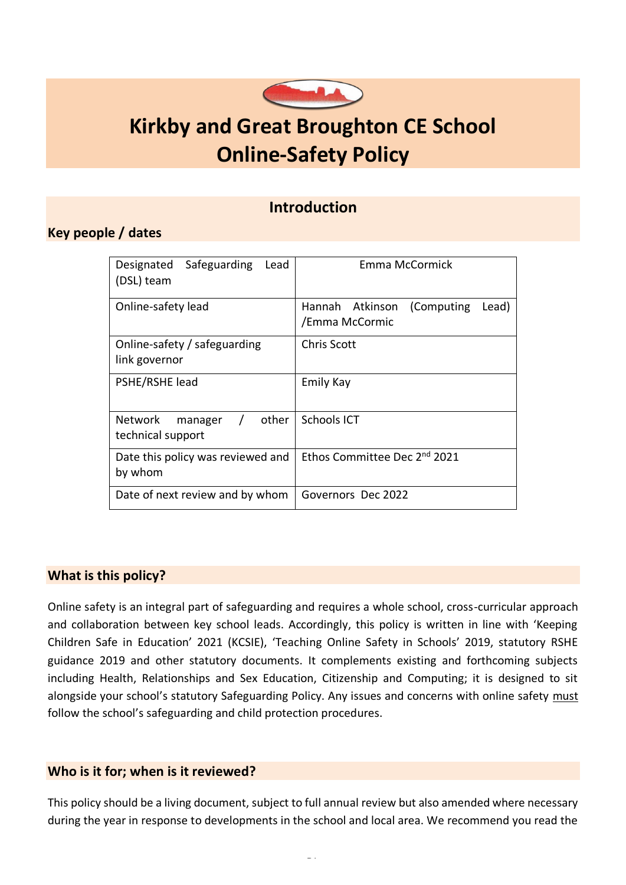# Kirkby and Great Broughton CE School Online-Safety Policy

## Introduction

### Key people / dates

| | |
|---|---|
| Designated Safeguarding Lead (DSL) team | Emma McCormick |
| Online-safety lead | Hannah Atkinson (Computing Lead) /Emma McCormic |
| Online-safety / safeguarding link governor | Chris Scott |
| PSHE/RSHE lead | Emily Kay |
| Network manager / other technical support | Schools ICT |
| Date this policy was reviewed and by whom | Ethos Committee Dec 2nd 2021 |
| Date of next review and by whom | Governors Dec 2022 |

### What is this policy?

Online safety is an integral part of safeguarding and requires a whole school, cross-curricular approach and collaboration between key school leads. Accordingly, this policy is written in line with 'Keeping Children Safe in Education' 2021 (KCSIE), 'Teaching Online Safety in Schools' 2019, statutory RSHE guidance 2019 and other statutory documents. It complements existing and forthcoming subjects including Health, Relationships and Sex Education, Citizenship and Computing; it is designed to sit alongside your school's statutory Safeguarding Policy. Any issues and concerns with online safety must follow the school's safeguarding and child protection procedures.

### Who is it for; when is it reviewed?

This policy should be a living document, subject to full annual review but also amended where necessary during the year in response to developments in the school and local area. We recommend you read the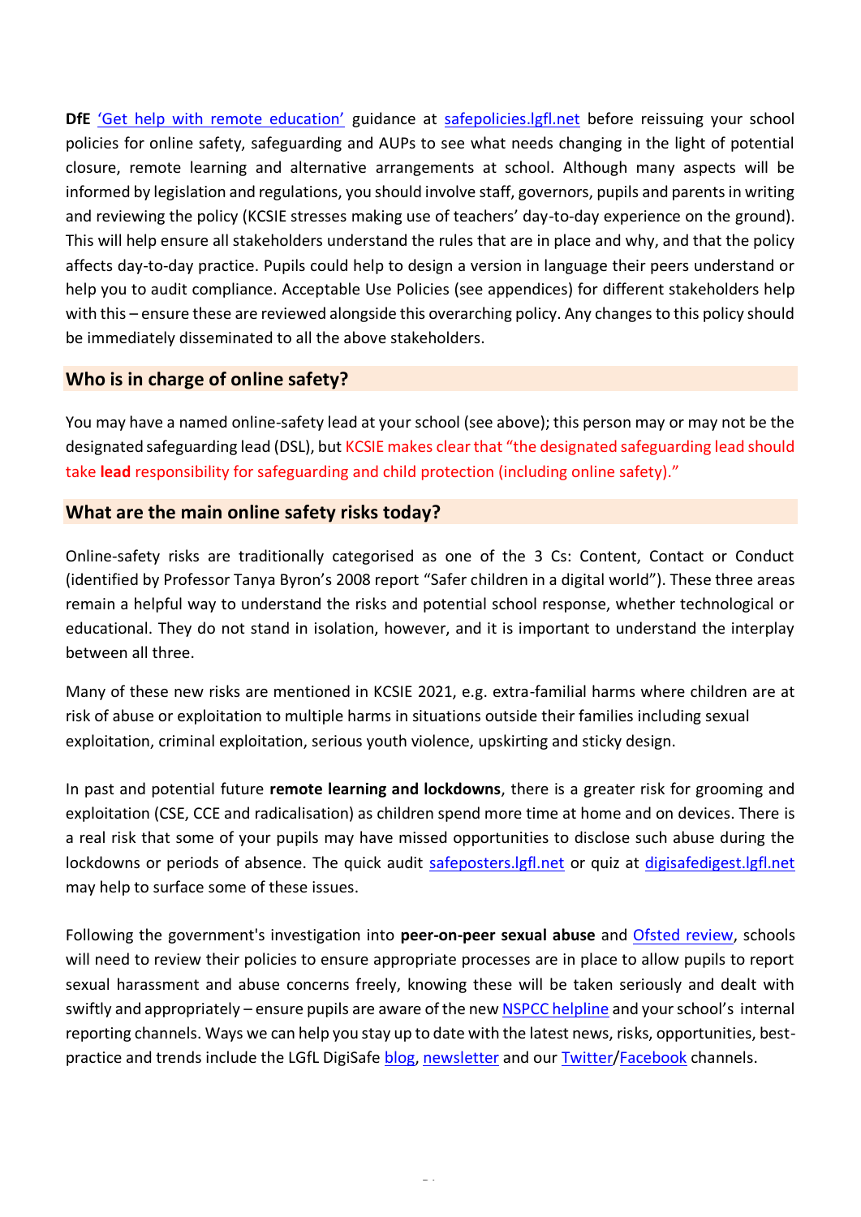**DfE** 'Get help with remote education' guidance at safepolicies.lgfl.net before reissuing your school policies for online safety, safeguarding and AUPs to see what needs changing in the light of potential closure, remote learning and alternative arrangements at school. Although many aspects will be informed by legislation and regulations, you should involve staff, governors, pupils and parents in writing and reviewing the policy (KCSIE stresses making use of teachers' day-to-day experience on the ground). This will help ensure all stakeholders understand the rules that are in place and why, and that the policy affects day-to-day practice. Pupils could help to design a version in language their peers understand or help you to audit compliance. Acceptable Use Policies (see appendices) for different stakeholders help with this – ensure these are reviewed alongside this overarching policy. Any changes to this policy should be immediately disseminated to all the above stakeholders.

## Who is in charge of online safety?

You may have a named online-safety lead at your school (see above); this person may or may not be the designated safeguarding lead (DSL), but KCSIE makes clear that "the designated safeguarding lead should take **lead** responsibility for safeguarding and child protection (including online safety)."

## What are the main online safety risks today?

Online-safety risks are traditionally categorised as one of the 3 Cs: Content, Contact or Conduct (identified by Professor Tanya Byron's 2008 report "Safer children in a digital world"). These three areas remain a helpful way to understand the risks and potential school response, whether technological or educational. They do not stand in isolation, however, and it is important to understand the interplay between all three.

Many of these new risks are mentioned in KCSIE 2021, e.g. extra-familial harms where children are at risk of abuse or exploitation to multiple harms in situations outside their families including sexual exploitation, criminal exploitation, serious youth violence, upskirting and sticky design.

In past and potential future **remote learning and lockdowns**, there is a greater risk for grooming and exploitation (CSE, CCE and radicalisation) as children spend more time at home and on devices. There is a real risk that some of your pupils may have missed opportunities to disclose such abuse during the lockdowns or periods of absence. The quick audit safeposters.lgfl.net or quiz at digisafedigest.lgfl.net may help to surface some of these issues.

Following the government's investigation into **peer-on-peer sexual abuse** and Ofsted review, schools will need to review their policies to ensure appropriate processes are in place to allow pupils to report sexual harassment and abuse concerns freely, knowing these will be taken seriously and dealt with swiftly and appropriately – ensure pupils are aware of the new NSPCC helpline and your school's internal reporting channels. Ways we can help you stay up to date with the latest news, risks, opportunities, best-practice and trends include the LGfL DigiSafe blog, newsletter and our Twitter/Facebook channels.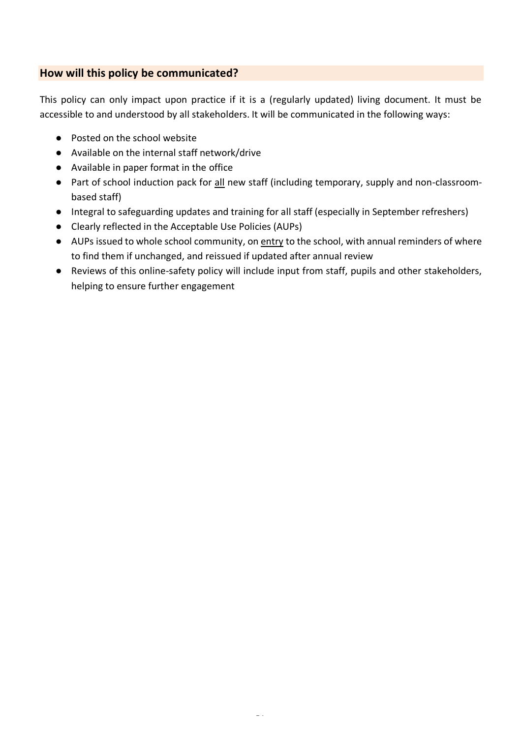## How will this policy be communicated?

This policy can only impact upon practice if it is a (regularly updated) living document. It must be accessible to and understood by all stakeholders. It will be communicated in the following ways:

- Posted on the school website
- Available on the internal staff network/drive
- Available in paper format in the office
- Part of school induction pack for <u>all</u> new staff (including temporary, supply and non-classroom-based staff)
- Integral to safeguarding updates and training for all staff (especially in September refreshers)
- Clearly reflected in the Acceptable Use Policies (AUPs)
- AUPs issued to whole school community, on <u>entry</u> to the school, with annual reminders of where to find them if unchanged, and reissued if updated after annual review
- Reviews of this online-safety policy will include input from staff, pupils and other stakeholders, helping to ensure further engagement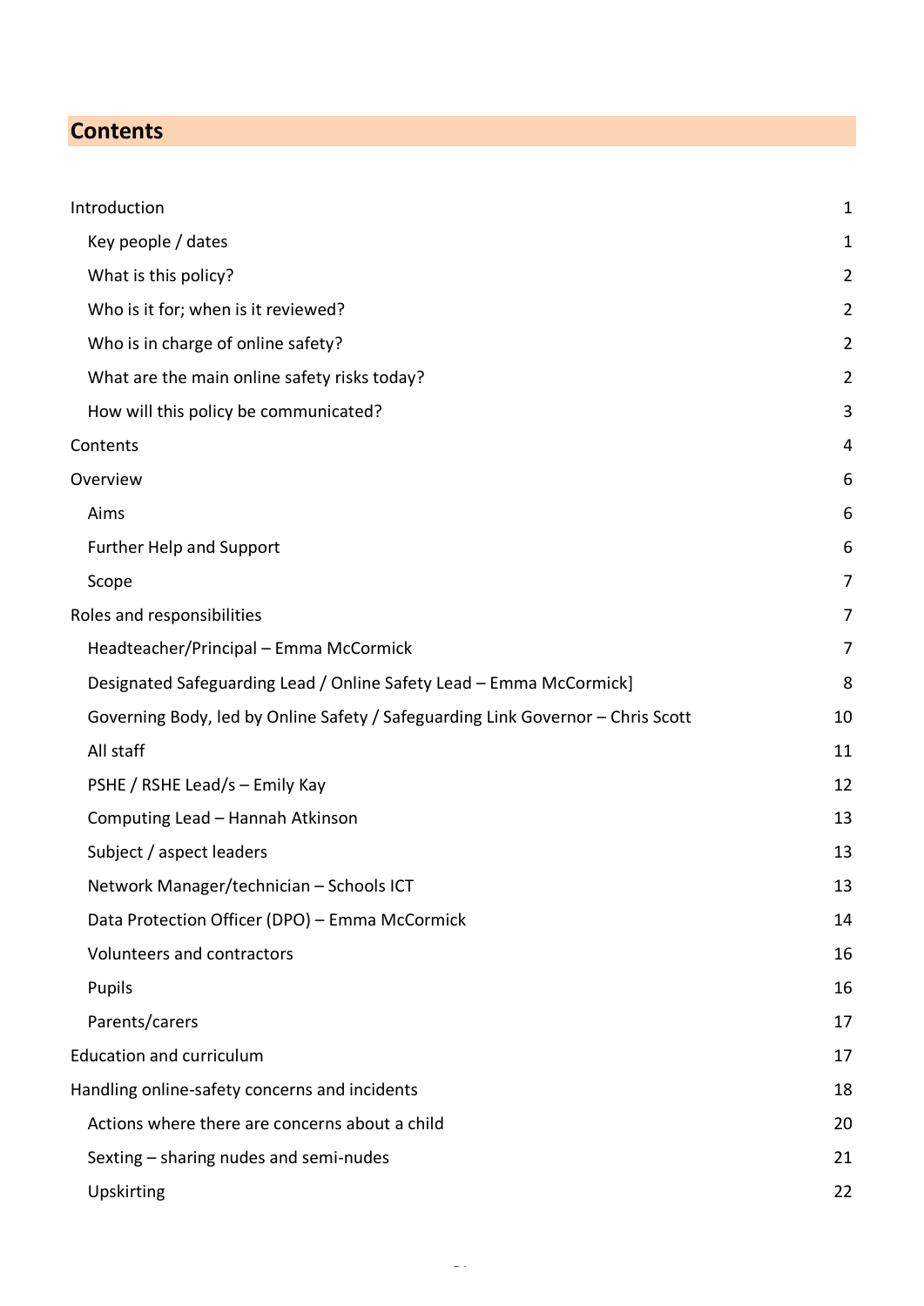## Contents

| | |
|---|---|
| Introduction | 1 |
| Key people / dates | 1 |
| What is this policy? | 2 |
| Who is it for; when is it reviewed? | 2 |
| Who is in charge of online safety? | 2 |
| What are the main online safety risks today? | 2 |
| How will this policy be communicated? | 3 |
| Contents | 4 |
| Overview | 6 |
| Aims | 6 |
| Further Help and Support | 6 |
| Scope | 7 |
| Roles and responsibilities | 7 |
| Headteacher/Principal – Emma McCormick | 7 |
| Designated Safeguarding Lead / Online Safety Lead – Emma McCormick] | 8 |
| Governing Body, led by Online Safety / Safeguarding Link Governor – Chris Scott | 10 |
| All staff | 11 |
| PSHE / RSHE Lead/s – Emily Kay | 12 |
| Computing Lead – Hannah Atkinson | 13 |
| Subject / aspect leaders | 13 |
| Network Manager/technician – Schools ICT | 13 |
| Data Protection Officer (DPO) – Emma McCormick | 14 |
| Volunteers and contractors | 16 |
| Pupils | 16 |
| Parents/carers | 17 |
| Education and curriculum | 17 |
| Handling online-safety concerns and incidents | 18 |
| Actions where there are concerns about a child | 20 |
| Sexting – sharing nudes and semi-nudes | 21 |
| Upskirting | 22 |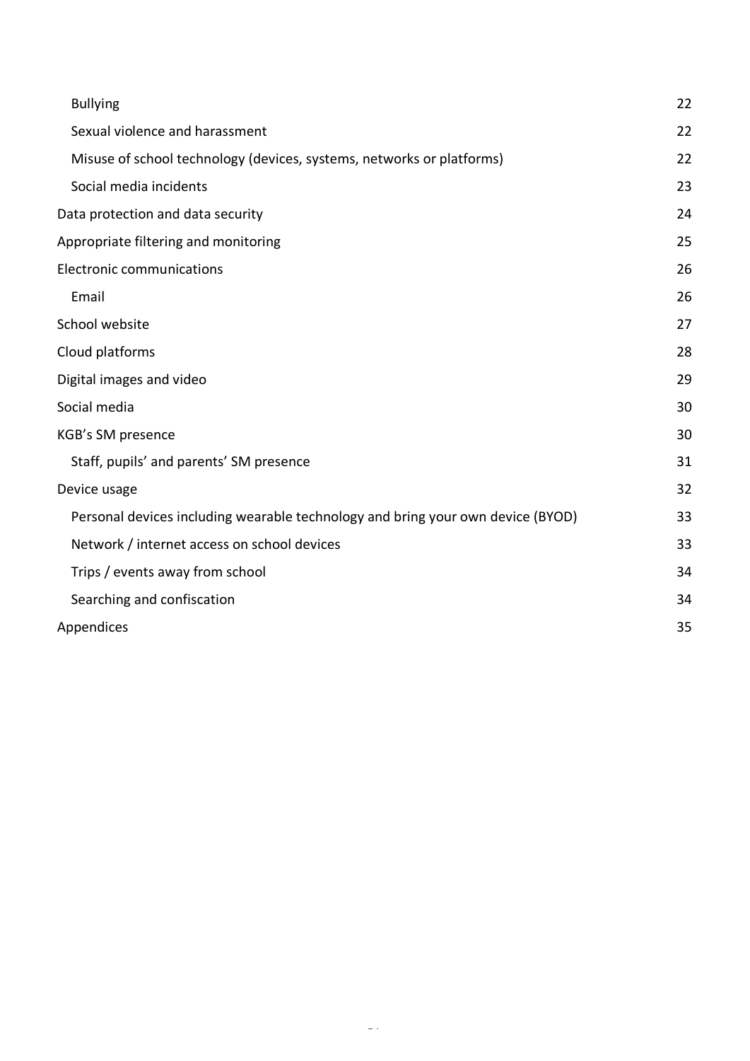- Bullying 22
- Sexual violence and harassment 22
- Misuse of school technology (devices, systems, networks or platforms) 22
- Social media incidents 23

Data protection and data security 24

Appropriate filtering and monitoring 25

Electronic communications 26

- Email 26

School website 27

Cloud platforms 28

Digital images and video 29

Social media 30

KGB's SM presence 30

- Staff, pupils' and parents' SM presence 31

Device usage 32

- Personal devices including wearable technology and bring your own device (BYOD) 33
- Network / internet access on school devices 33
- Trips / events away from school 34
- Searching and confiscation 34

Appendices 35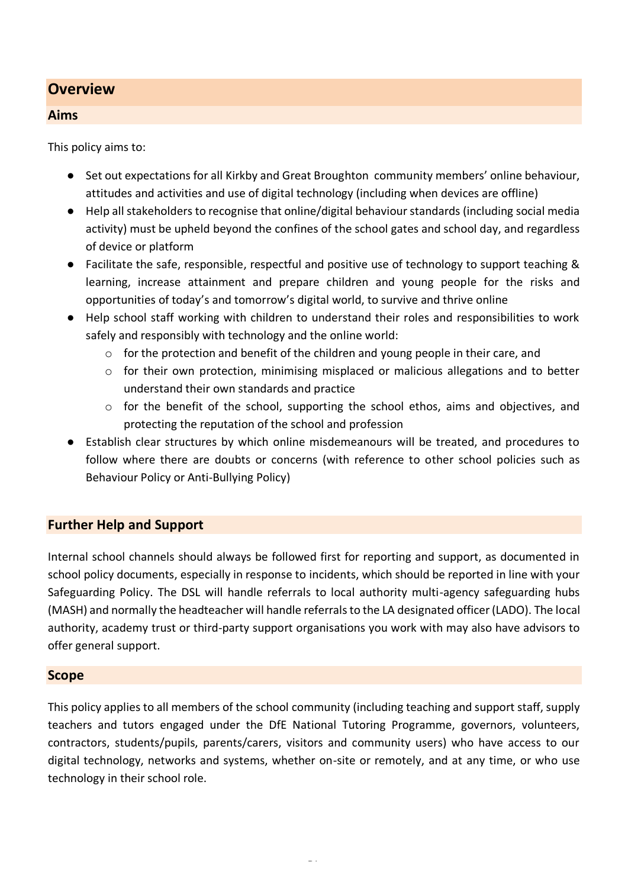## Overview

### Aims

This policy aims to:

- Set out expectations for all Kirkby and Great Broughton community members' online behaviour, attitudes and activities and use of digital technology (including when devices are offline)
- Help all stakeholders to recognise that online/digital behaviour standards (including social media activity) must be upheld beyond the confines of the school gates and school day, and regardless of device or platform
- Facilitate the safe, responsible, respectful and positive use of technology to support teaching & learning, increase attainment and prepare children and young people for the risks and opportunities of today's and tomorrow's digital world, to survive and thrive online
- Help school staff working with children to understand their roles and responsibilities to work safely and responsibly with technology and the online world:
    - for the protection and benefit of the children and young people in their care, and
    - for their own protection, minimising misplaced or malicious allegations and to better understand their own standards and practice
    - for the benefit of the school, supporting the school ethos, aims and objectives, and protecting the reputation of the school and profession
- Establish clear structures by which online misdemeanours will be treated, and procedures to follow where there are doubts or concerns (with reference to other school policies such as Behaviour Policy or Anti-Bullying Policy)

### Further Help and Support

Internal school channels should always be followed first for reporting and support, as documented in school policy documents, especially in response to incidents, which should be reported in line with your Safeguarding Policy. The DSL will handle referrals to local authority multi-agency safeguarding hubs (MASH) and normally the headteacher will handle referrals to the LA designated officer (LADO). The local authority, academy trust or third-party support organisations you work with may also have advisors to offer general support.

### Scope

This policy applies to all members of the school community (including teaching and support staff, supply teachers and tutors engaged under the DfE National Tutoring Programme, governors, volunteers, contractors, students/pupils, parents/carers, visitors and community users) who have access to our digital technology, networks and systems, whether on-site or remotely, and at any time, or who use technology in their school role.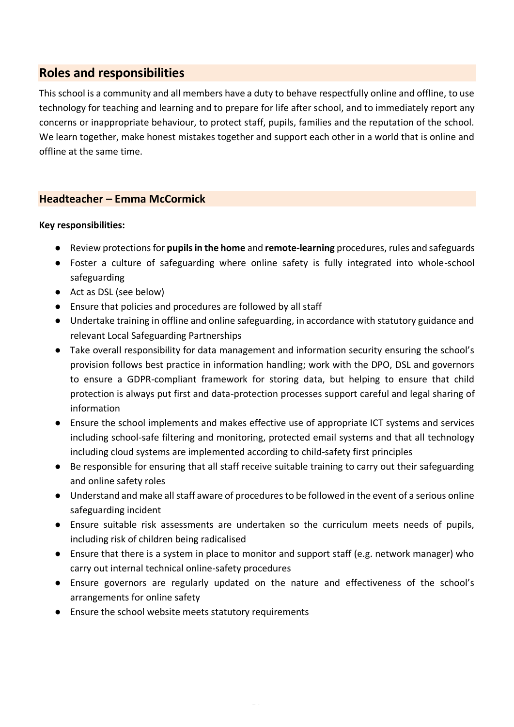## Roles and responsibilities

This school is a community and all members have a duty to behave respectfully online and offline, to use technology for teaching and learning and to prepare for life after school, and to immediately report any concerns or inappropriate behaviour, to protect staff, pupils, families and the reputation of the school. We learn together, make honest mistakes together and support each other in a world that is online and offline at the same time.

### Headteacher – Emma McCormick

**Key responsibilities:**

- Review protections for **pupils in the home** and **remote-learning** procedures, rules and safeguards
- Foster a culture of safeguarding where online safety is fully integrated into whole-school safeguarding
- Act as DSL (see below)
- Ensure that policies and procedures are followed by all staff
- Undertake training in offline and online safeguarding, in accordance with statutory guidance and relevant Local Safeguarding Partnerships
- Take overall responsibility for data management and information security ensuring the school's provision follows best practice in information handling; work with the DPO, DSL and governors to ensure a GDPR-compliant framework for storing data, but helping to ensure that child protection is always put first and data-protection processes support careful and legal sharing of information
- Ensure the school implements and makes effective use of appropriate ICT systems and services including school-safe filtering and monitoring, protected email systems and that all technology including cloud systems are implemented according to child-safety first principles
- Be responsible for ensuring that all staff receive suitable training to carry out their safeguarding and online safety roles
- Understand and make all staff aware of procedures to be followed in the event of a serious online safeguarding incident
- Ensure suitable risk assessments are undertaken so the curriculum meets needs of pupils, including risk of children being radicalised
- Ensure that there is a system in place to monitor and support staff (e.g. network manager) who carry out internal technical online-safety procedures
- Ensure governors are regularly updated on the nature and effectiveness of the school's arrangements for online safety
- Ensure the school website meets statutory requirements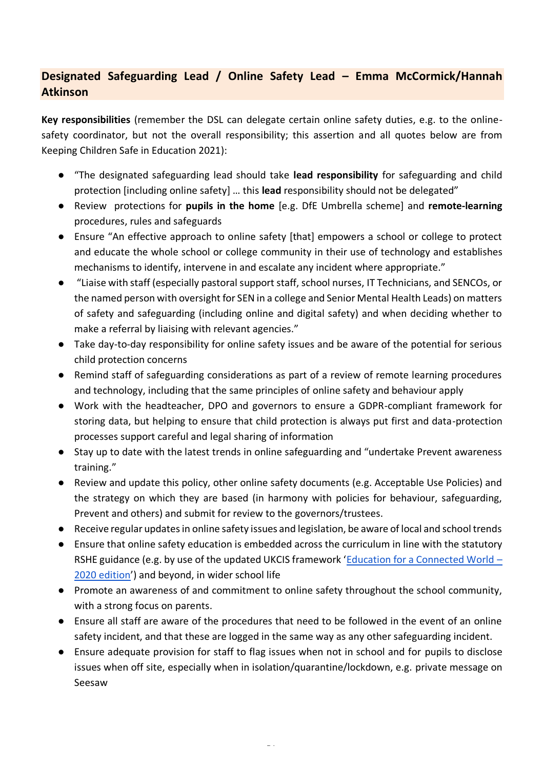## Designated Safeguarding Lead / Online Safety Lead – Emma McCormick/Hannah Atkinson

**Key responsibilities** (remember the DSL can delegate certain online safety duties, e.g. to the online-safety coordinator, but not the overall responsibility; this assertion and all quotes below are from Keeping Children Safe in Education 2021):

- "The designated safeguarding lead should take **lead responsibility** for safeguarding and child protection [including online safety] … this **lead** responsibility should not be delegated"
- Review protections for **pupils in the home** [e.g. DfE Umbrella scheme] and **remote-learning** procedures, rules and safeguards
- Ensure "An effective approach to online safety [that] empowers a school or college to protect and educate the whole school or college community in their use of technology and establishes mechanisms to identify, intervene in and escalate any incident where appropriate."
- "Liaise with staff (especially pastoral support staff, school nurses, IT Technicians, and SENCOs, or the named person with oversight for SEN in a college and Senior Mental Health Leads) on matters of safety and safeguarding (including online and digital safety) and when deciding whether to make a referral by liaising with relevant agencies."
- Take day-to-day responsibility for online safety issues and be aware of the potential for serious child protection concerns
- Remind staff of safeguarding considerations as part of a review of remote learning procedures and technology, including that the same principles of online safety and behaviour apply
- Work with the headteacher, DPO and governors to ensure a GDPR-compliant framework for storing data, but helping to ensure that child protection is always put first and data-protection processes support careful and legal sharing of information
- Stay up to date with the latest trends in online safeguarding and "undertake Prevent awareness training."
- Review and update this policy, other online safety documents (e.g. Acceptable Use Policies) and the strategy on which they are based (in harmony with policies for behaviour, safeguarding, Prevent and others) and submit for review to the governors/trustees.
- Receive regular updates in online safety issues and legislation, be aware of local and school trends
- Ensure that online safety education is embedded across the curriculum in line with the statutory RSHE guidance (e.g. by use of the updated UKCIS framework '[Education for a Connected World – 2020 edition]') and beyond, in wider school life
- Promote an awareness of and commitment to online safety throughout the school community, with a strong focus on parents.
- Ensure all staff are aware of the procedures that need to be followed in the event of an online safety incident, and that these are logged in the same way as any other safeguarding incident.
- Ensure adequate provision for staff to flag issues when not in school and for pupils to disclose issues when off site, especially when in isolation/quarantine/lockdown, e.g. private message on Seesaw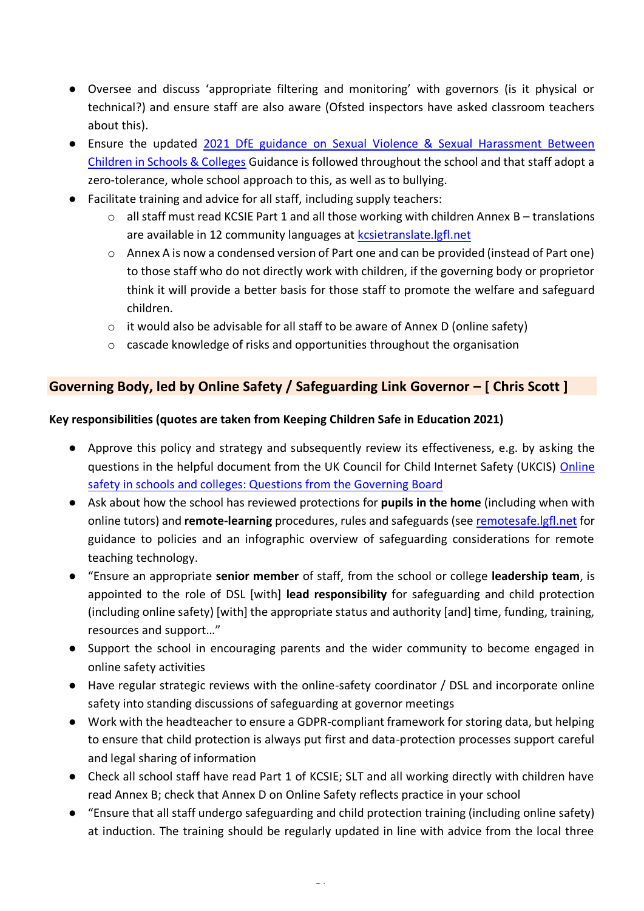- Oversee and discuss 'appropriate filtering and monitoring' with governors (is it physical or technical?) and ensure staff are also aware (Ofsted inspectors have asked classroom teachers about this).
- Ensure the updated [2021 DfE guidance on Sexual Violence & Sexual Harassment Between Children in Schools & Colleges]() Guidance is followed throughout the school and that staff adopt a zero-tolerance, whole school approach to this, as well as to bullying.
- Facilitate training and advice for all staff, including supply teachers:
  - all staff must read KCSIE Part 1 and all those working with children Annex B – translations are available in 12 community languages at [kcsietranslate.lgfl.net]()
  - Annex A is now a condensed version of Part one and can be provided (instead of Part one) to those staff who do not directly work with children, if the governing body or proprietor think it will provide a better basis for those staff to promote the welfare and safeguard children.
  - it would also be advisable for all staff to be aware of Annex D (online safety)
  - cascade knowledge of risks and opportunities throughout the organisation

## Governing Body, led by Online Safety / Safeguarding Link Governor – [ Chris Scott ]

**Key responsibilities (quotes are taken from Keeping Children Safe in Education 2021)**

- Approve this policy and strategy and subsequently review its effectiveness, e.g. by asking the questions in the helpful document from the UK Council for Child Internet Safety (UKCIS) [Online safety in schools and colleges: Questions from the Governing Board]()
- Ask about how the school has reviewed protections for **pupils in the home** (including when with online tutors) and **remote-learning** procedures, rules and safeguards (see [remotesafe.lgfl.net]() for guidance to policies and an infographic overview of safeguarding considerations for remote teaching technology.
- "Ensure an appropriate **senior member** of staff, from the school or college **leadership team**, is appointed to the role of DSL [with] **lead responsibility** for safeguarding and child protection (including online safety) [with] the appropriate status and authority [and] time, funding, training, resources and support…"
- Support the school in encouraging parents and the wider community to become engaged in online safety activities
- Have regular strategic reviews with the online-safety coordinator / DSL and incorporate online safety into standing discussions of safeguarding at governor meetings
- Work with the headteacher to ensure a GDPR-compliant framework for storing data, but helping to ensure that child protection is always put first and data-protection processes support careful and legal sharing of information
- Check all school staff have read Part 1 of KCSIE; SLT and all working directly with children have read Annex B; check that Annex D on Online Safety reflects practice in your school
- "Ensure that all staff undergo safeguarding and child protection training (including online safety) at induction. The training should be regularly updated in line with advice from the local three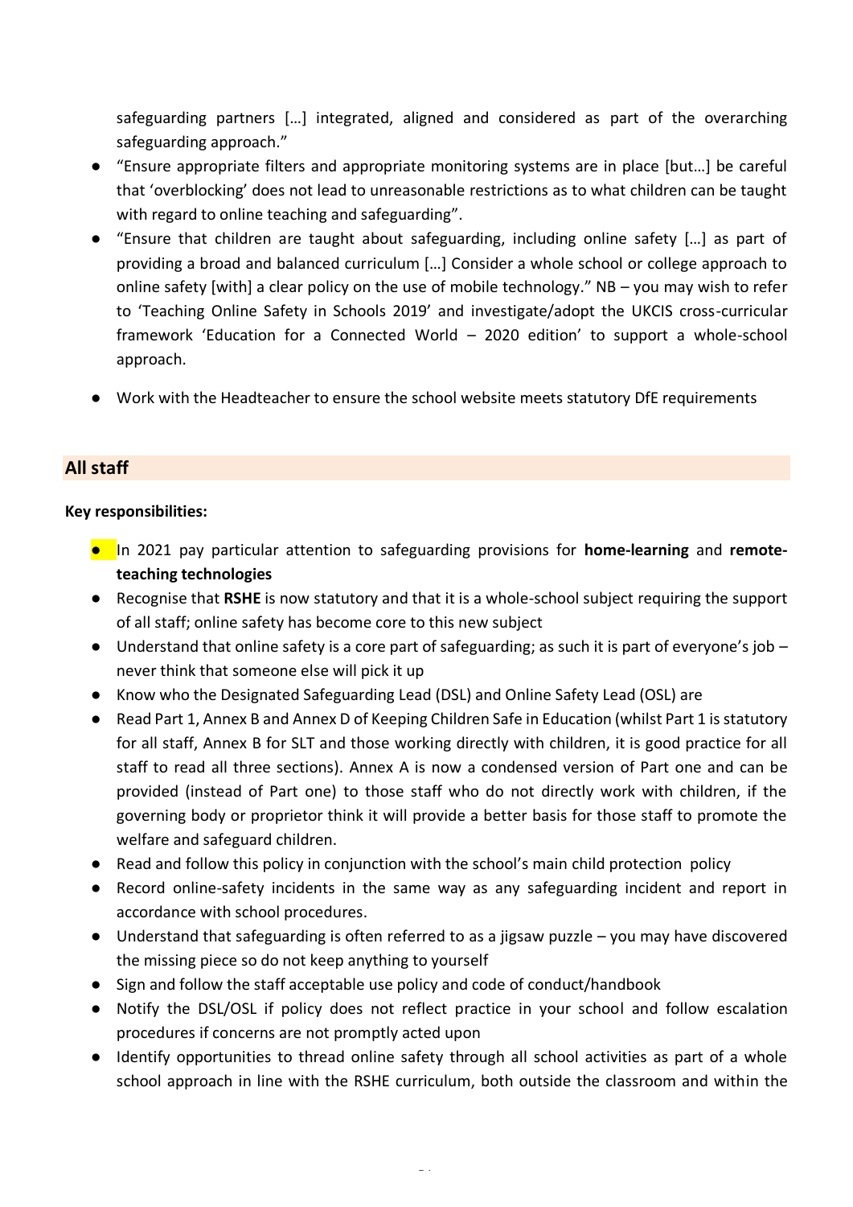safeguarding partners […] integrated, aligned and considered as part of the overarching safeguarding approach."

- "Ensure appropriate filters and appropriate monitoring systems are in place [but…] be careful that 'overblocking' does not lead to unreasonable restrictions as to what children can be taught with regard to online teaching and safeguarding".
- "Ensure that children are taught about safeguarding, including online safety […] as part of providing a broad and balanced curriculum […] Consider a whole school or college approach to online safety [with] a clear policy on the use of mobile technology." NB – you may wish to refer to 'Teaching Online Safety in Schools 2019' and investigate/adopt the UKCIS cross-curricular framework 'Education for a Connected World – 2020 edition' to support a whole-school approach.
- Work with the Headteacher to ensure the school website meets statutory DfE requirements

## All staff

**Key responsibilities:**

- In 2021 pay particular attention to safeguarding provisions for **home-learning** and **remote-teaching technologies**
- Recognise that **RSHE** is now statutory and that it is a whole-school subject requiring the support of all staff; online safety has become core to this new subject
- Understand that online safety is a core part of safeguarding; as such it is part of everyone's job – never think that someone else will pick it up
- Know who the Designated Safeguarding Lead (DSL) and Online Safety Lead (OSL) are
- Read Part 1, Annex B and Annex D of Keeping Children Safe in Education (whilst Part 1 is statutory for all staff, Annex B for SLT and those working directly with children, it is good practice for all staff to read all three sections). Annex A is now a condensed version of Part one and can be provided (instead of Part one) to those staff who do not directly work with children, if the governing body or proprietor think it will provide a better basis for those staff to promote the welfare and safeguard children.
- Read and follow this policy in conjunction with the school's main child protection policy
- Record online-safety incidents in the same way as any safeguarding incident and report in accordance with school procedures.
- Understand that safeguarding is often referred to as a jigsaw puzzle – you may have discovered the missing piece so do not keep anything to yourself
- Sign and follow the staff acceptable use policy and code of conduct/handbook
- Notify the DSL/OSL if policy does not reflect practice in your school and follow escalation procedures if concerns are not promptly acted upon
- Identify opportunities to thread online safety through all school activities as part of a whole school approach in line with the RSHE curriculum, both outside the classroom and within the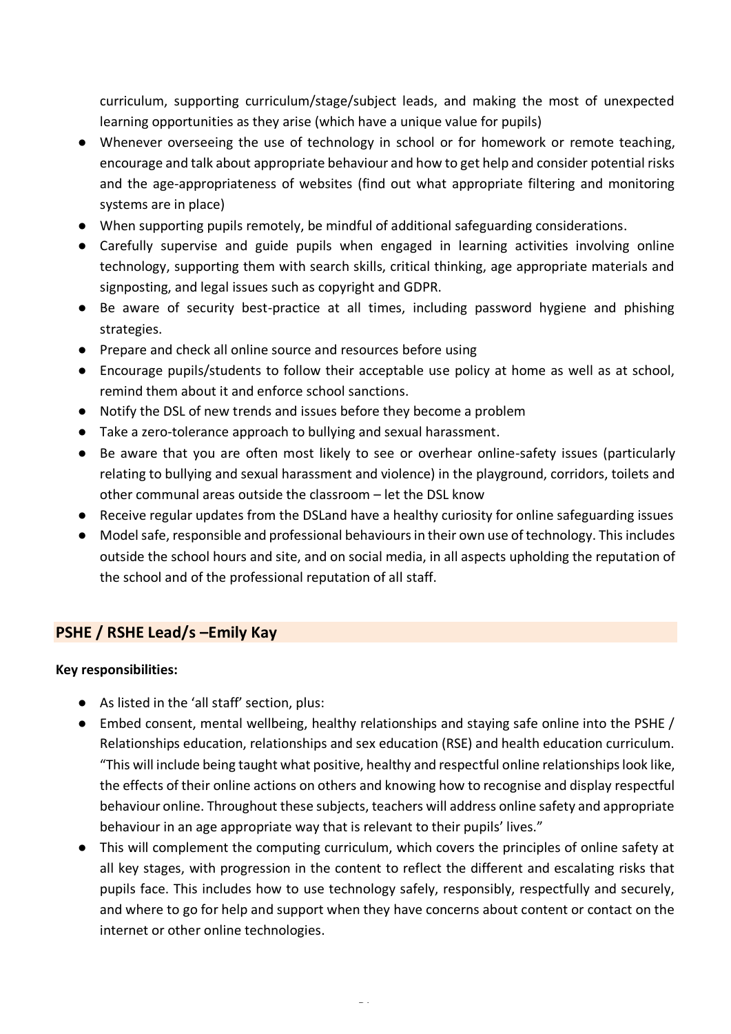curriculum, supporting curriculum/stage/subject leads, and making the most of unexpected learning opportunities as they arise (which have a unique value for pupils)

- Whenever overseeing the use of technology in school or for homework or remote teaching, encourage and talk about appropriate behaviour and how to get help and consider potential risks and the age-appropriateness of websites (find out what appropriate filtering and monitoring systems are in place)
- When supporting pupils remotely, be mindful of additional safeguarding considerations.
- Carefully supervise and guide pupils when engaged in learning activities involving online technology, supporting them with search skills, critical thinking, age appropriate materials and signposting, and legal issues such as copyright and GDPR.
- Be aware of security best-practice at all times, including password hygiene and phishing strategies.
- Prepare and check all online source and resources before using
- Encourage pupils/students to follow their acceptable use policy at home as well as at school, remind them about it and enforce school sanctions.
- Notify the DSL of new trends and issues before they become a problem
- Take a zero-tolerance approach to bullying and sexual harassment.
- Be aware that you are often most likely to see or overhear online-safety issues (particularly relating to bullying and sexual harassment and violence) in the playground, corridors, toilets and other communal areas outside the classroom – let the DSL know
- Receive regular updates from the DSLand have a healthy curiosity for online safeguarding issues
- Model safe, responsible and professional behaviours in their own use of technology. This includes outside the school hours and site, and on social media, in all aspects upholding the reputation of the school and of the professional reputation of all staff.

## PSHE / RSHE Lead/s –Emily Kay

**Key responsibilities:**

- As listed in the 'all staff' section, plus:
- Embed consent, mental wellbeing, healthy relationships and staying safe online into the PSHE / Relationships education, relationships and sex education (RSE) and health education curriculum. "This will include being taught what positive, healthy and respectful online relationships look like, the effects of their online actions on others and knowing how to recognise and display respectful behaviour online. Throughout these subjects, teachers will address online safety and appropriate behaviour in an age appropriate way that is relevant to their pupils' lives."
- This will complement the computing curriculum, which covers the principles of online safety at all key stages, with progression in the content to reflect the different and escalating risks that pupils face. This includes how to use technology safely, responsibly, respectfully and securely, and where to go for help and support when they have concerns about content or contact on the internet or other online technologies.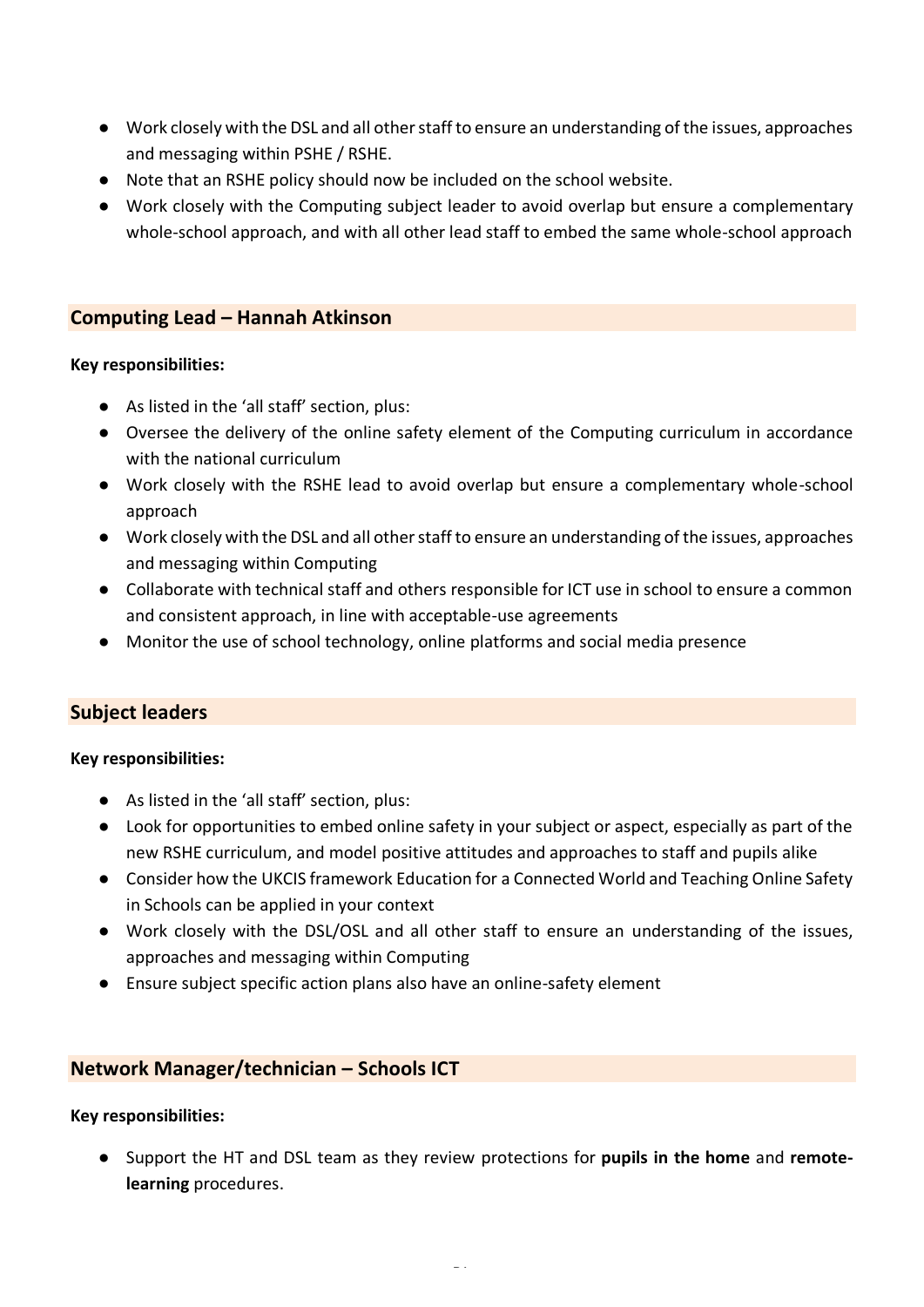- Work closely with the DSL and all other staff to ensure an understanding of the issues, approaches and messaging within PSHE / RSHE.
- Note that an RSHE policy should now be included on the school website.
- Work closely with the Computing subject leader to avoid overlap but ensure a complementary whole-school approach, and with all other lead staff to embed the same whole-school approach

## Computing Lead – Hannah Atkinson

**Key responsibilities:**

- As listed in the 'all staff' section, plus:
- Oversee the delivery of the online safety element of the Computing curriculum in accordance with the national curriculum
- Work closely with the RSHE lead to avoid overlap but ensure a complementary whole-school approach
- Work closely with the DSL and all other staff to ensure an understanding of the issues, approaches and messaging within Computing
- Collaborate with technical staff and others responsible for ICT use in school to ensure a common and consistent approach, in line with acceptable-use agreements
- Monitor the use of school technology, online platforms and social media presence

## Subject leaders

**Key responsibilities:**

- As listed in the 'all staff' section, plus:
- Look for opportunities to embed online safety in your subject or aspect, especially as part of the new RSHE curriculum, and model positive attitudes and approaches to staff and pupils alike
- Consider how the UKCIS framework Education for a Connected World and Teaching Online Safety in Schools can be applied in your context
- Work closely with the DSL/OSL and all other staff to ensure an understanding of the issues, approaches and messaging within Computing
- Ensure subject specific action plans also have an online-safety element

## Network Manager/technician – Schools ICT

**Key responsibilities:**

- Support the HT and DSL team as they review protections for **pupils in the home** and **remote-learning** procedures.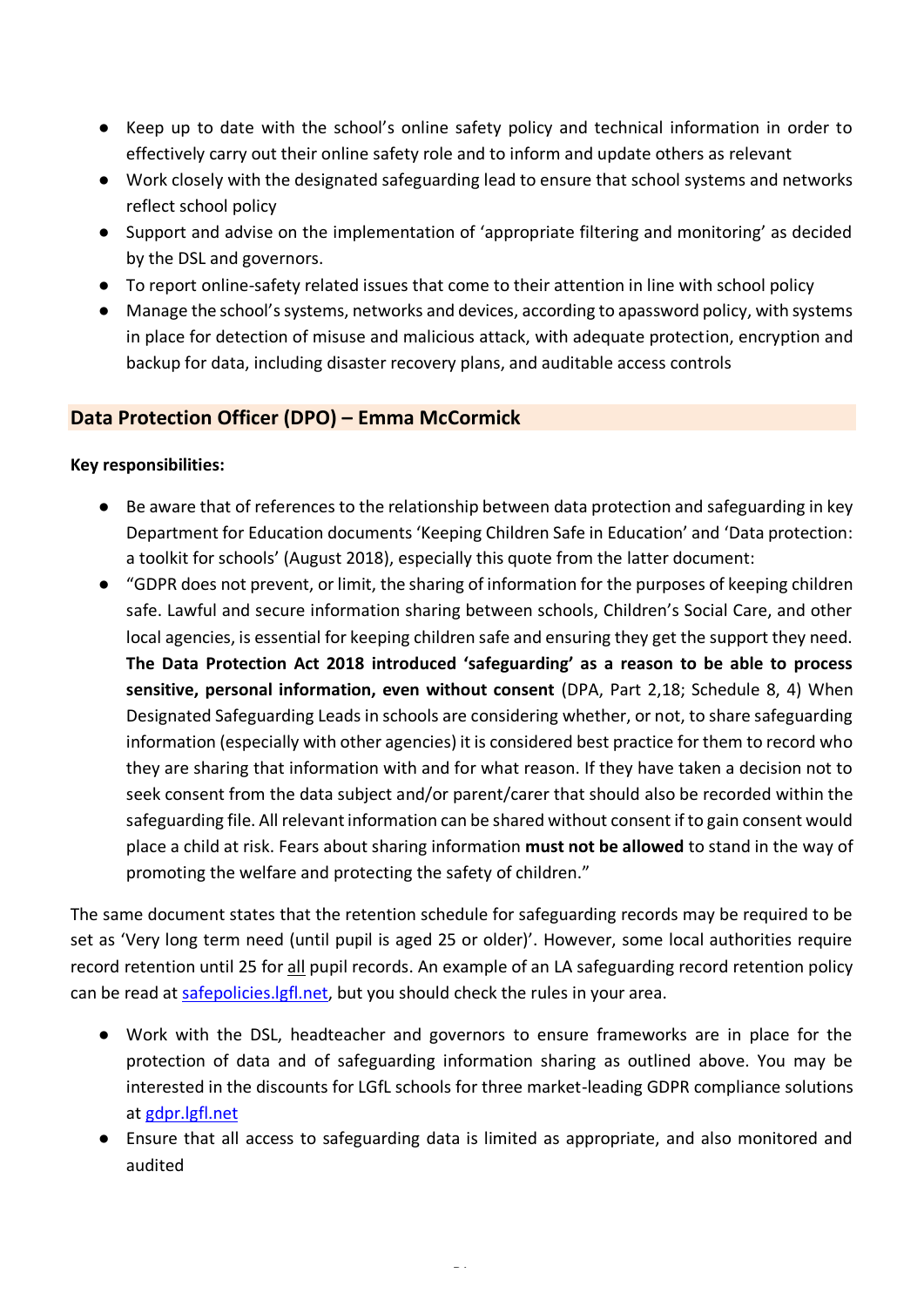- Keep up to date with the school's online safety policy and technical information in order to effectively carry out their online safety role and to inform and update others as relevant
- Work closely with the designated safeguarding lead to ensure that school systems and networks reflect school policy
- Support and advise on the implementation of 'appropriate filtering and monitoring' as decided by the DSL and governors.
- To report online-safety related issues that come to their attention in line with school policy
- Manage the school's systems, networks and devices, according to apassword policy, with systems in place for detection of misuse and malicious attack, with adequate protection, encryption and backup for data, including disaster recovery plans, and auditable access controls

## Data Protection Officer (DPO) – Emma McCormick

**Key responsibilities:**

- Be aware that of references to the relationship between data protection and safeguarding in key Department for Education documents 'Keeping Children Safe in Education' and 'Data protection: a toolkit for schools' (August 2018), especially this quote from the latter document:
- "GDPR does not prevent, or limit, the sharing of information for the purposes of keeping children safe. Lawful and secure information sharing between schools, Children's Social Care, and other local agencies, is essential for keeping children safe and ensuring they get the support they need. **The Data Protection Act 2018 introduced 'safeguarding' as a reason to be able to process sensitive, personal information, even without consent** (DPA, Part 2,18; Schedule 8, 4) When Designated Safeguarding Leads in schools are considering whether, or not, to share safeguarding information (especially with other agencies) it is considered best practice for them to record who they are sharing that information with and for what reason. If they have taken a decision not to seek consent from the data subject and/or parent/carer that should also be recorded within the safeguarding file. All relevant information can be shared without consent if to gain consent would place a child at risk. Fears about sharing information **must not be allowed** to stand in the way of promoting the welfare and protecting the safety of children."

The same document states that the retention schedule for safeguarding records may be required to be set as 'Very long term need (until pupil is aged 25 or older)'. However, some local authorities require record retention until 25 for all pupil records. An example of an LA safeguarding record retention policy can be read at safepolicies.lgfl.net, but you should check the rules in your area.

- Work with the DSL, headteacher and governors to ensure frameworks are in place for the protection of data and of safeguarding information sharing as outlined above. You may be interested in the discounts for LGfL schools for three market-leading GDPR compliance solutions at gdpr.lgfl.net
- Ensure that all access to safeguarding data is limited as appropriate, and also monitored and audited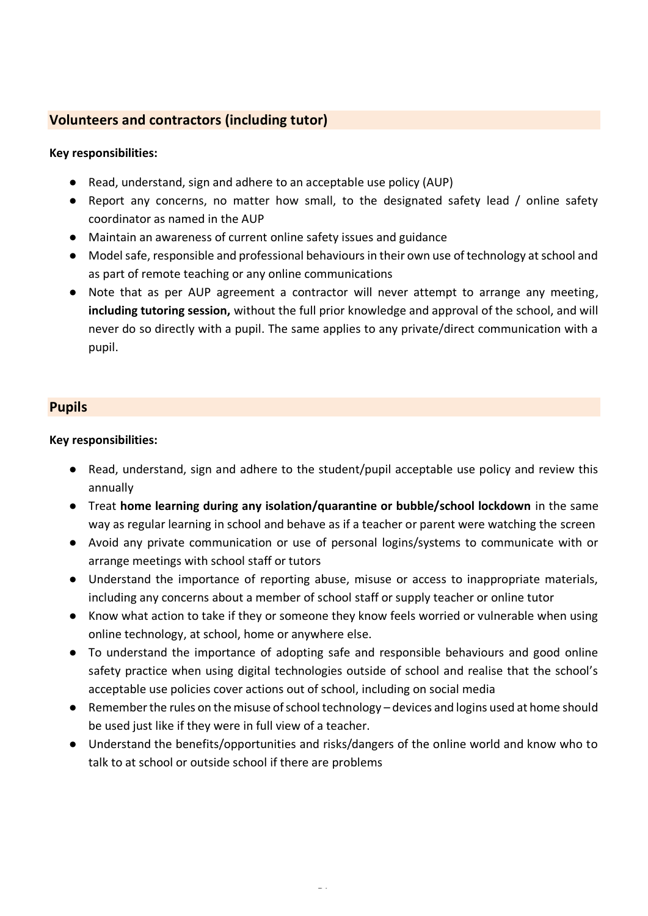## Volunteers and contractors (including tutor)

**Key responsibilities:**

- Read, understand, sign and adhere to an acceptable use policy (AUP)
- Report any concerns, no matter how small, to the designated safety lead / online safety coordinator as named in the AUP
- Maintain an awareness of current online safety issues and guidance
- Model safe, responsible and professional behaviours in their own use of technology at school and as part of remote teaching or any online communications
- Note that as per AUP agreement a contractor will never attempt to arrange any meeting, **including tutoring session,** without the full prior knowledge and approval of the school, and will never do so directly with a pupil. The same applies to any private/direct communication with a pupil.

## Pupils

**Key responsibilities:**

- Read, understand, sign and adhere to the student/pupil acceptable use policy and review this annually
- Treat **home learning during any isolation/quarantine or bubble/school lockdown** in the same way as regular learning in school and behave as if a teacher or parent were watching the screen
- Avoid any private communication or use of personal logins/systems to communicate with or arrange meetings with school staff or tutors
- Understand the importance of reporting abuse, misuse or access to inappropriate materials, including any concerns about a member of school staff or supply teacher or online tutor
- Know what action to take if they or someone they know feels worried or vulnerable when using online technology, at school, home or anywhere else.
- To understand the importance of adopting safe and responsible behaviours and good online safety practice when using digital technologies outside of school and realise that the school's acceptable use policies cover actions out of school, including on social media
- Remember the rules on the misuse of school technology – devices and logins used at home should be used just like if they were in full view of a teacher.
- Understand the benefits/opportunities and risks/dangers of the online world and know who to talk to at school or outside school if there are problems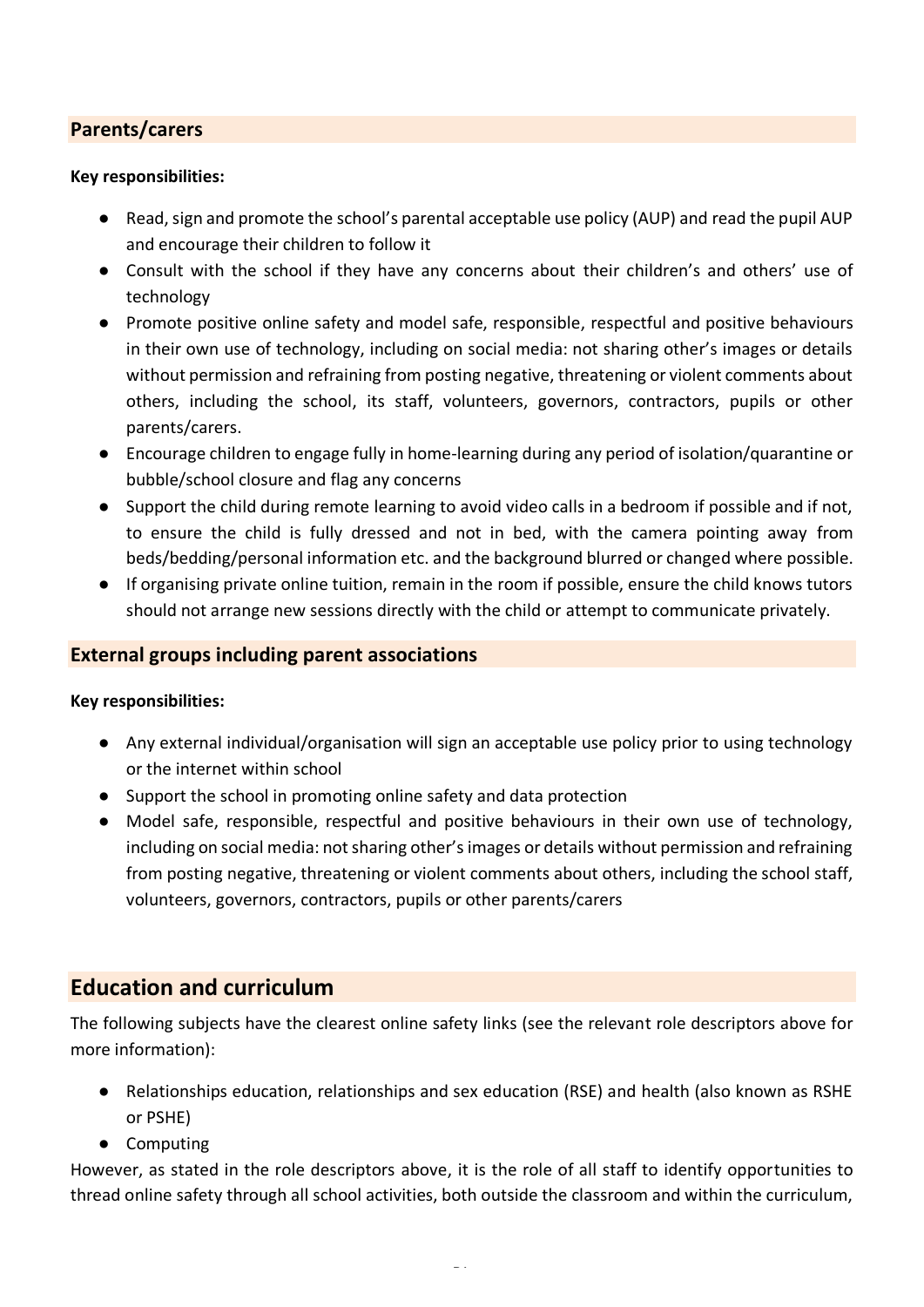## Parents/carers

**Key responsibilities:**

- Read, sign and promote the school's parental acceptable use policy (AUP) and read the pupil AUP and encourage their children to follow it
- Consult with the school if they have any concerns about their children's and others' use of technology
- Promote positive online safety and model safe, responsible, respectful and positive behaviours in their own use of technology, including on social media: not sharing other's images or details without permission and refraining from posting negative, threatening or violent comments about others, including the school, its staff, volunteers, governors, contractors, pupils or other parents/carers.
- Encourage children to engage fully in home-learning during any period of isolation/quarantine or bubble/school closure and flag any concerns
- Support the child during remote learning to avoid video calls in a bedroom if possible and if not, to ensure the child is fully dressed and not in bed, with the camera pointing away from beds/bedding/personal information etc. and the background blurred or changed where possible.
- If organising private online tuition, remain in the room if possible, ensure the child knows tutors should not arrange new sessions directly with the child or attempt to communicate privately.

## External groups including parent associations

**Key responsibilities:**

- Any external individual/organisation will sign an acceptable use policy prior to using technology or the internet within school
- Support the school in promoting online safety and data protection
- Model safe, responsible, respectful and positive behaviours in their own use of technology, including on social media: not sharing other's images or details without permission and refraining from posting negative, threatening or violent comments about others, including the school staff, volunteers, governors, contractors, pupils or other parents/carers

# Education and curriculum

The following subjects have the clearest online safety links (see the relevant role descriptors above for more information):

- Relationships education, relationships and sex education (RSE) and health (also known as RSHE or PSHE)
- Computing

However, as stated in the role descriptors above, it is the role of all staff to identify opportunities to thread online safety through all school activities, both outside the classroom and within the curriculum,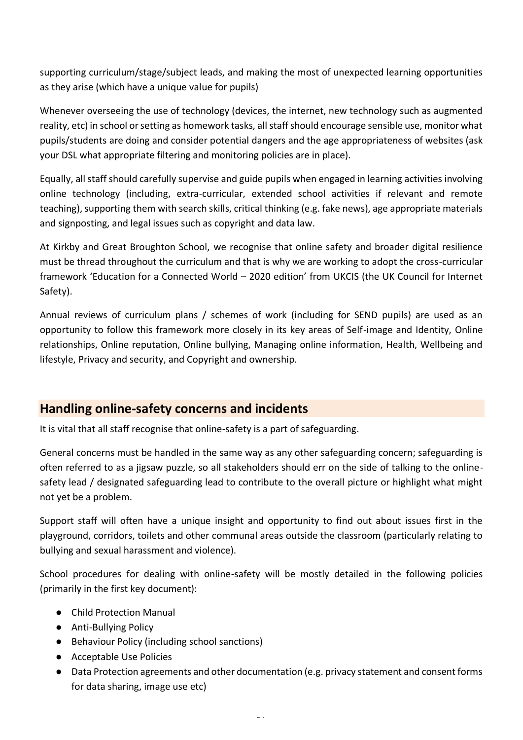supporting curriculum/stage/subject leads, and making the most of unexpected learning opportunities as they arise (which have a unique value for pupils)

Whenever overseeing the use of technology (devices, the internet, new technology such as augmented reality, etc) in school or setting as homework tasks, all staff should encourage sensible use, monitor what pupils/students are doing and consider potential dangers and the age appropriateness of websites (ask your DSL what appropriate filtering and monitoring policies are in place).

Equally, all staff should carefully supervise and guide pupils when engaged in learning activities involving online technology (including, extra-curricular, extended school activities if relevant and remote teaching), supporting them with search skills, critical thinking (e.g. fake news), age appropriate materials and signposting, and legal issues such as copyright and data law.

At Kirkby and Great Broughton School, we recognise that online safety and broader digital resilience must be thread throughout the curriculum and that is why we are working to adopt the cross-curricular framework 'Education for a Connected World – 2020 edition' from UKCIS (the UK Council for Internet Safety).

Annual reviews of curriculum plans / schemes of work (including for SEND pupils) are used as an opportunity to follow this framework more closely in its key areas of Self-image and Identity, Online relationships, Online reputation, Online bullying, Managing online information, Health, Wellbeing and lifestyle, Privacy and security, and Copyright and ownership.

## Handling online-safety concerns and incidents

It is vital that all staff recognise that online-safety is a part of safeguarding.

General concerns must be handled in the same way as any other safeguarding concern; safeguarding is often referred to as a jigsaw puzzle, so all stakeholders should err on the side of talking to the online-safety lead / designated safeguarding lead to contribute to the overall picture or highlight what might not yet be a problem.

Support staff will often have a unique insight and opportunity to find out about issues first in the playground, corridors, toilets and other communal areas outside the classroom (particularly relating to bullying and sexual harassment and violence).

School procedures for dealing with online-safety will be mostly detailed in the following policies (primarily in the first key document):

- Child Protection Manual
- Anti-Bullying Policy
- Behaviour Policy (including school sanctions)
- Acceptable Use Policies
- Data Protection agreements and other documentation (e.g. privacy statement and consent forms for data sharing, image use etc)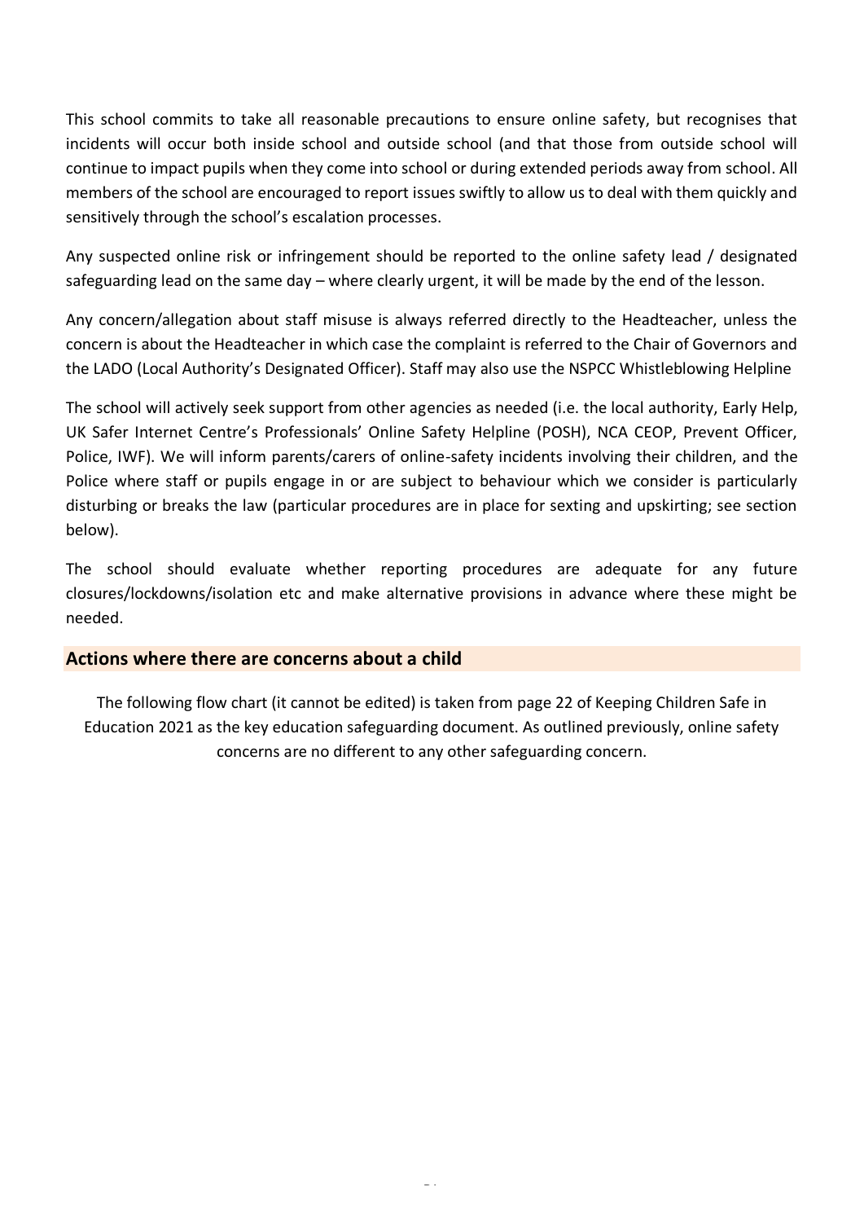This school commits to take all reasonable precautions to ensure online safety, but recognises that incidents will occur both inside school and outside school (and that those from outside school will continue to impact pupils when they come into school or during extended periods away from school. All members of the school are encouraged to report issues swiftly to allow us to deal with them quickly and sensitively through the school's escalation processes.

Any suspected online risk or infringement should be reported to the online safety lead / designated safeguarding lead on the same day – where clearly urgent, it will be made by the end of the lesson.

Any concern/allegation about staff misuse is always referred directly to the Headteacher, unless the concern is about the Headteacher in which case the complaint is referred to the Chair of Governors and the LADO (Local Authority's Designated Officer). Staff may also use the NSPCC Whistleblowing Helpline

The school will actively seek support from other agencies as needed (i.e. the local authority, Early Help, UK Safer Internet Centre's Professionals' Online Safety Helpline (POSH), NCA CEOP, Prevent Officer, Police, IWF). We will inform parents/carers of online-safety incidents involving their children, and the Police where staff or pupils engage in or are subject to behaviour which we consider is particularly disturbing or breaks the law (particular procedures are in place for sexting and upskirting; see section below).

The school should evaluate whether reporting procedures are adequate for any future closures/lockdowns/isolation etc and make alternative provisions in advance where these might be needed.

## Actions where there are concerns about a child

The following flow chart (it cannot be edited) is taken from page 22 of Keeping Children Safe in Education 2021 as the key education safeguarding document. As outlined previously, online safety concerns are no different to any other safeguarding concern.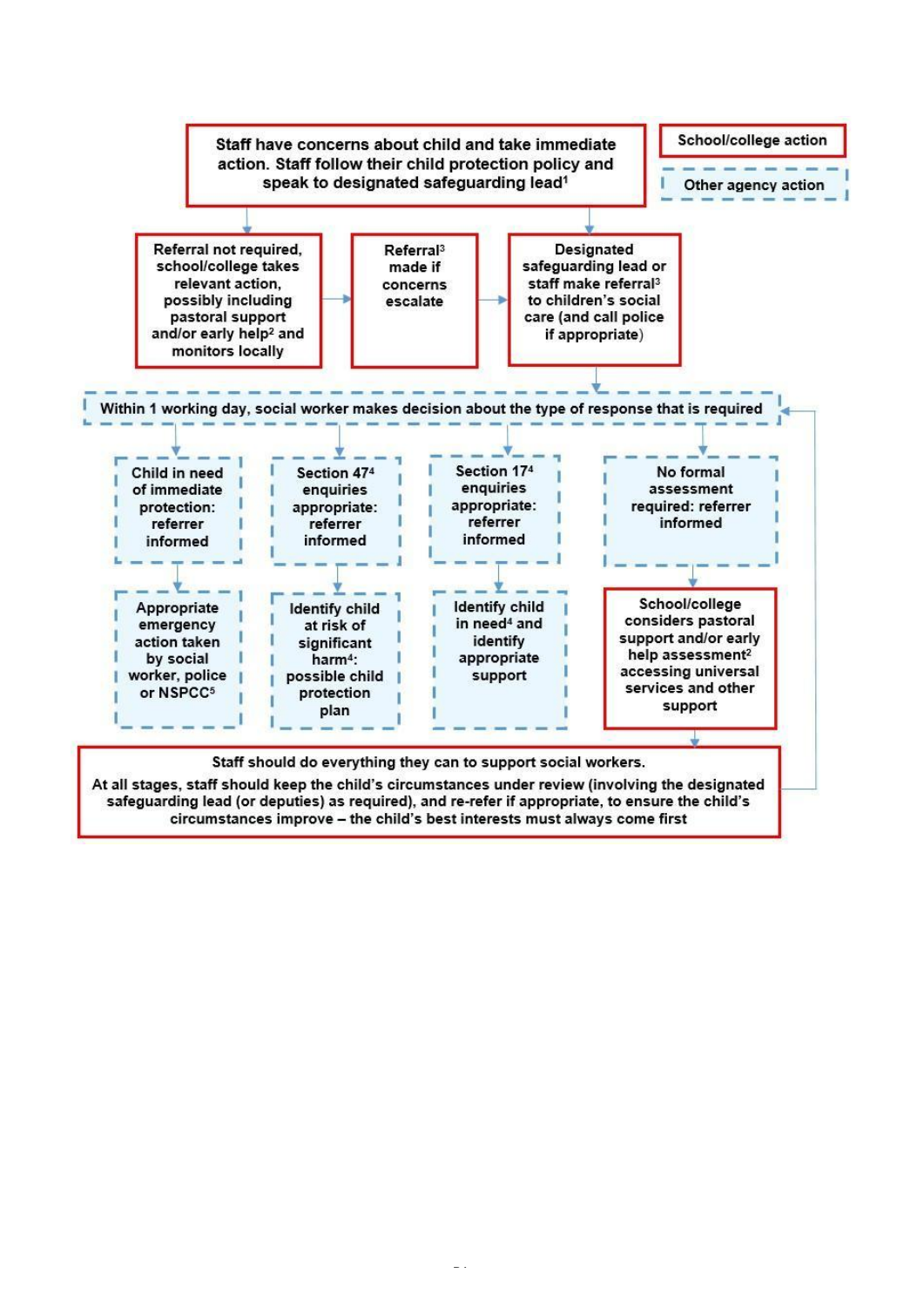Staff have concerns about child and take immediate action. Staff follow their child protection policy and speak to designated safeguarding lead[1]

School/college action

Other agency action

Referral not required, school/college takes relevant action, possibly including pastoral support and/or early help[2] and monitors locally

Referral[3] made if concerns escalate

Designated safeguarding lead or staff make referral[3] to children's social care (and call police if appropriate)

Within 1 working day, social worker makes decision about the type of response that is required

Child in need of immediate protection: referrer informed

Appropriate emergency action taken by social worker, police or NSPCC[5]

Section 47[4] enquiries appropriate: referrer informed

Identify child at risk of significant harm[4]: possible child protection plan

Section 17[4] enquiries appropriate: referrer informed

Identify child in need[4] and identify appropriate support

No formal assessment required: referrer informed

School/college considers pastoral support and/or early help assessment[2] accessing universal services and other support

Staff should do everything they can to support social workers.

At all stages, staff should keep the child's circumstances under review (involving the designated safeguarding lead (or deputies) as required), and re-refer if appropriate, to ensure the child's circumstances improve – the child's best interests must always come first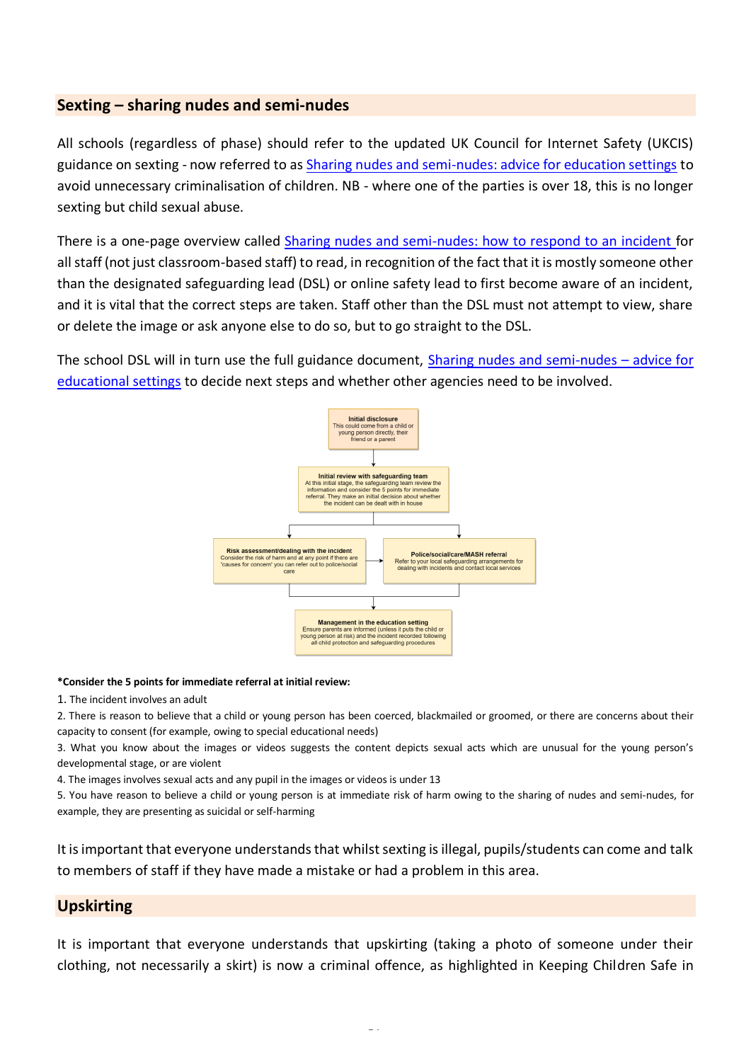## Sexting – sharing nudes and semi-nudes

All schools (regardless of phase) should refer to the updated UK Council for Internet Safety (UKCIS) guidance on sexting - now referred to as Sharing nudes and semi-nudes: advice for education settings to avoid unnecessary criminalisation of children. NB - where one of the parties is over 18, this is no longer sexting but child sexual abuse.

There is a one-page overview called Sharing nudes and semi-nudes: how to respond to an incident for all staff (not just classroom-based staff) to read, in recognition of the fact that it is mostly someone other than the designated safeguarding lead (DSL) or online safety lead to first become aware of an incident, and it is vital that the correct steps are taken. Staff other than the DSL must not attempt to view, share or delete the image or ask anyone else to do so, but to go straight to the DSL.

The school DSL will in turn use the full guidance document, Sharing nudes and semi-nudes – advice for educational settings to decide next steps and whether other agencies need to be involved.

**Initial disclosure**
This could come from a child or young person directly, their friend or a parent

↓

**Initial review with safeguarding team**
At this initial stage, the safeguarding team review the information and consider the 5 points for immediate referral. They make an initial decision about whether the incident can be dealt with in house

↓

**Risk assessment/dealing with the incident**
Consider the risk of harm and at any point if there are 'causes for concern' you can refer out to police/social care

→

**Police/social/care/MASH referral**
Refer to your local safeguarding arrangements for dealing with incidents and contact local services

↓

**Management in the education setting**
Ensure parents are informed (unless it puts the child or young person at risk) and the incident recorded following all child protection and safeguarding procedures

**\*Consider the 5 points for immediate referral at initial review:**

1. The incident involves an adult
2. There is reason to believe that a child or young person has been coerced, blackmailed or groomed, or there are concerns about their capacity to consent (for example, owing to special educational needs)
3. What you know about the images or videos suggests the content depicts sexual acts which are unusual for the young person's developmental stage, or are violent
4. The images involves sexual acts and any pupil in the images or videos is under 13
5. You have reason to believe a child or young person is at immediate risk of harm owing to the sharing of nudes and semi-nudes, for example, they are presenting as suicidal or self-harming

It is important that everyone understands that whilst sexting is illegal, pupils/students can come and talk to members of staff if they have made a mistake or had a problem in this area.

## Upskirting

It is important that everyone understands that upskirting (taking a photo of someone under their clothing, not necessarily a skirt) is now a criminal offence, as highlighted in Keeping Children Safe in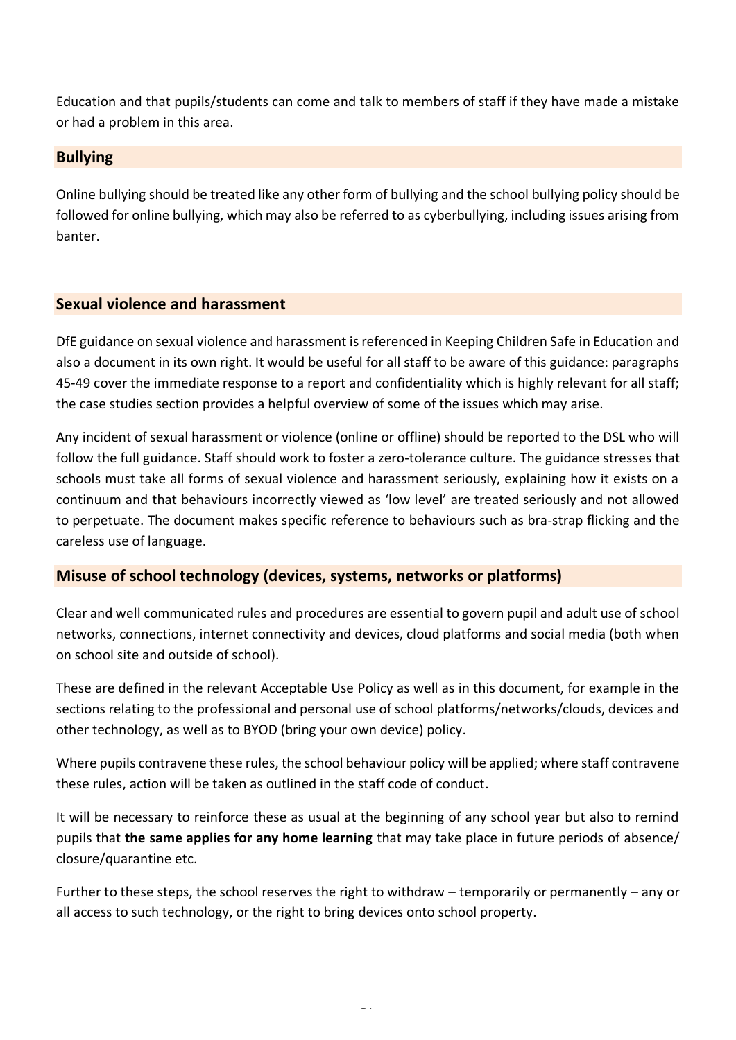Education and that pupils/students can come and talk to members of staff if they have made a mistake or had a problem in this area.

## Bullying

Online bullying should be treated like any other form of bullying and the school bullying policy should be followed for online bullying, which may also be referred to as cyberbullying, including issues arising from banter.

## Sexual violence and harassment

DfE guidance on sexual violence and harassment is referenced in Keeping Children Safe in Education and also a document in its own right. It would be useful for all staff to be aware of this guidance: paragraphs 45-49 cover the immediate response to a report and confidentiality which is highly relevant for all staff; the case studies section provides a helpful overview of some of the issues which may arise.

Any incident of sexual harassment or violence (online or offline) should be reported to the DSL who will follow the full guidance. Staff should work to foster a zero-tolerance culture. The guidance stresses that schools must take all forms of sexual violence and harassment seriously, explaining how it exists on a continuum and that behaviours incorrectly viewed as 'low level' are treated seriously and not allowed to perpetuate. The document makes specific reference to behaviours such as bra-strap flicking and the careless use of language.

## Misuse of school technology (devices, systems, networks or platforms)

Clear and well communicated rules and procedures are essential to govern pupil and adult use of school networks, connections, internet connectivity and devices, cloud platforms and social media (both when on school site and outside of school).

These are defined in the relevant Acceptable Use Policy as well as in this document, for example in the sections relating to the professional and personal use of school platforms/networks/clouds, devices and other technology, as well as to BYOD (bring your own device) policy.

Where pupils contravene these rules, the school behaviour policy will be applied; where staff contravene these rules, action will be taken as outlined in the staff code of conduct.

It will be necessary to reinforce these as usual at the beginning of any school year but also to remind pupils that **the same applies for any home learning** that may take place in future periods of absence/ closure/quarantine etc.

Further to these steps, the school reserves the right to withdraw – temporarily or permanently – any or all access to such technology, or the right to bring devices onto school property.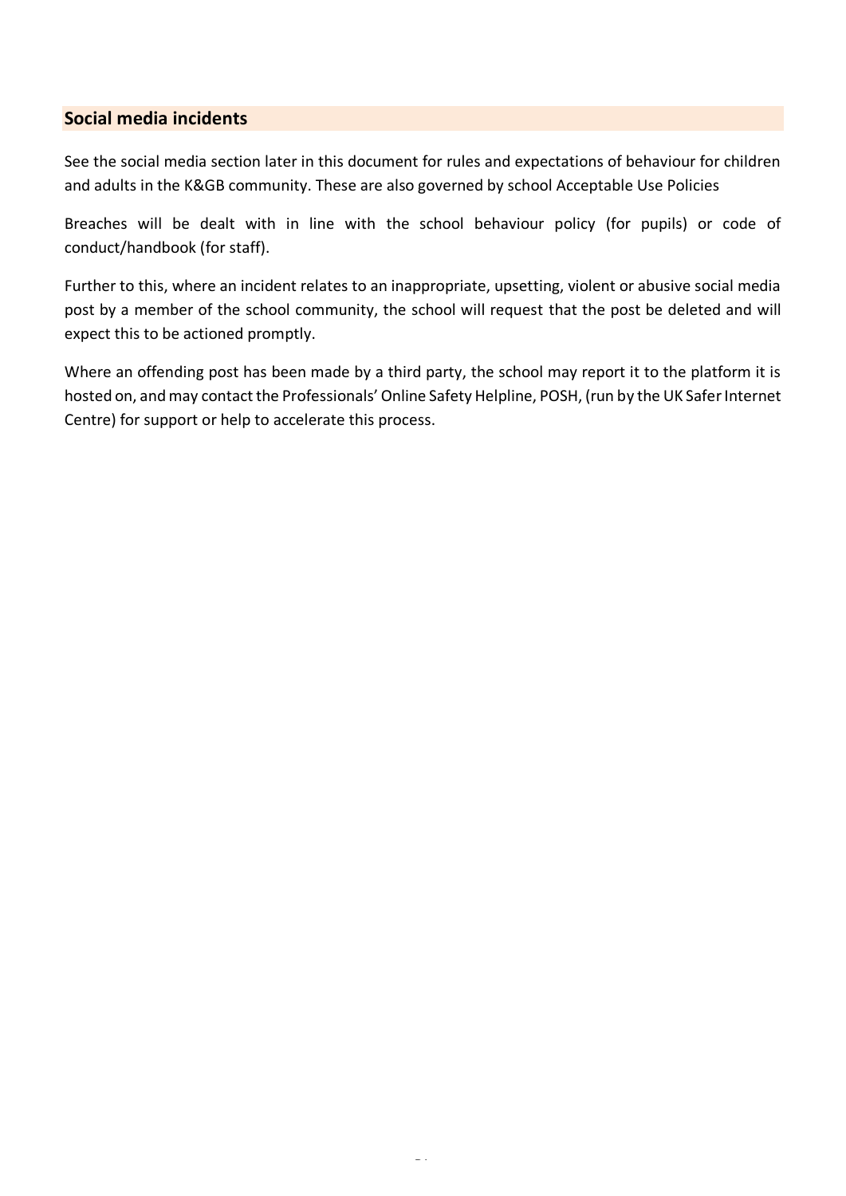## Social media incidents

See the social media section later in this document for rules and expectations of behaviour for children and adults in the K&GB community. These are also governed by school Acceptable Use Policies

Breaches will be dealt with in line with the school behaviour policy (for pupils) or code of conduct/handbook (for staff).

Further to this, where an incident relates to an inappropriate, upsetting, violent or abusive social media post by a member of the school community, the school will request that the post be deleted and will expect this to be actioned promptly.

Where an offending post has been made by a third party, the school may report it to the platform it is hosted on, and may contact the Professionals' Online Safety Helpline, POSH, (run by the UK Safer Internet Centre) for support or help to accelerate this process.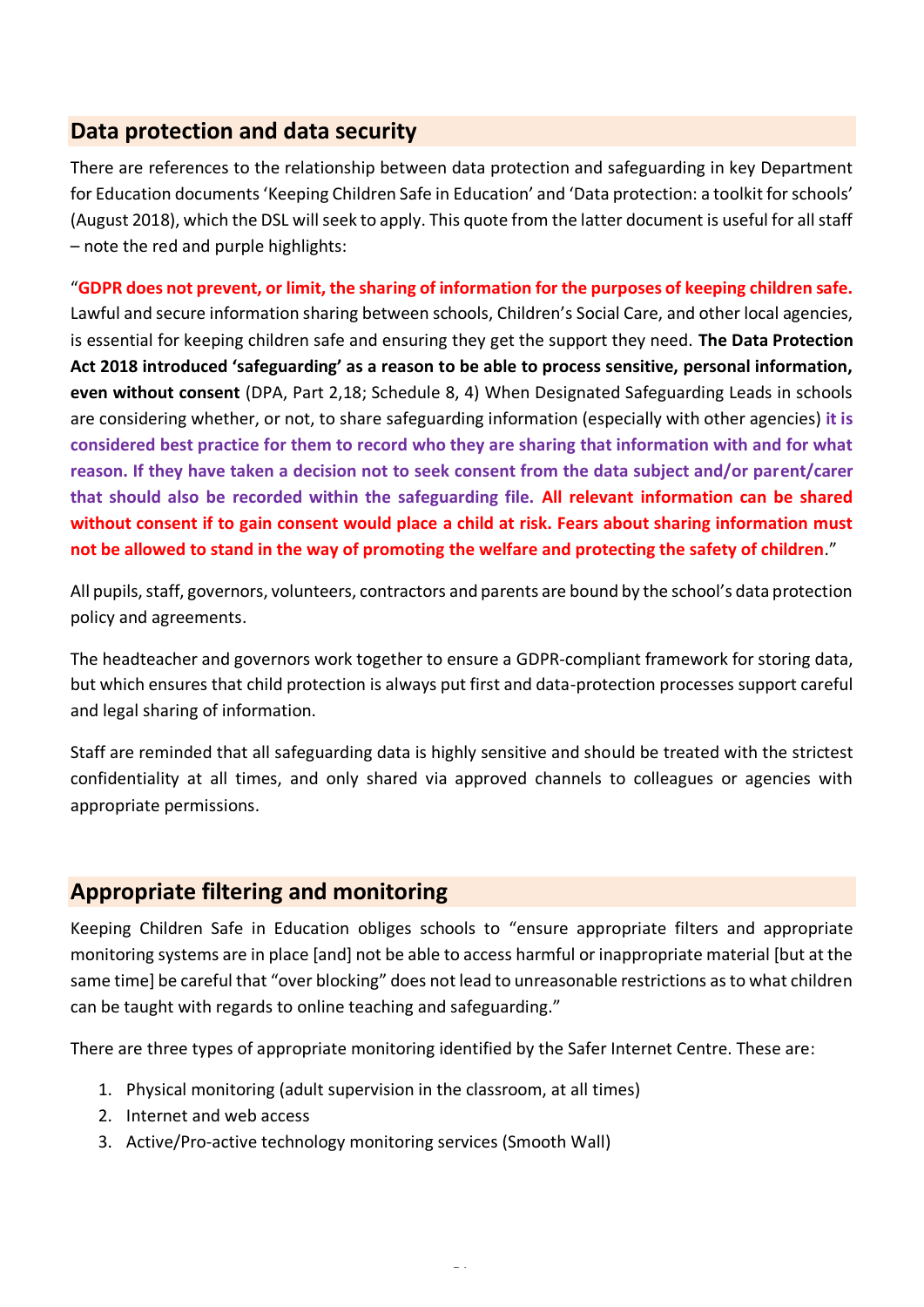## Data protection and data security

There are references to the relationship between data protection and safeguarding in key Department for Education documents 'Keeping Children Safe in Education' and 'Data protection: a toolkit for schools' (August 2018), which the DSL will seek to apply. This quote from the latter document is useful for all staff – note the red and purple highlights:

"**GDPR does not prevent, or limit, the sharing of information for the purposes of keeping children safe.** Lawful and secure information sharing between schools, Children's Social Care, and other local agencies, is essential for keeping children safe and ensuring they get the support they need. **The Data Protection Act 2018 introduced 'safeguarding' as a reason to be able to process sensitive, personal information, even without consent** (DPA, Part 2,18; Schedule 8, 4) When Designated Safeguarding Leads in schools are considering whether, or not, to share safeguarding information (especially with other agencies) **it is considered best practice for them to record who they are sharing that information with and for what reason. If they have taken a decision not to seek consent from the data subject and/or parent/carer that should also be recorded within the safeguarding file. All relevant information can be shared without consent if to gain consent would place a child at risk. Fears about sharing information must not be allowed to stand in the way of promoting the welfare and protecting the safety of children**."

All pupils, staff, governors, volunteers, contractors and parents are bound by the school's data protection policy and agreements.

The headteacher and governors work together to ensure a GDPR-compliant framework for storing data, but which ensures that child protection is always put first and data-protection processes support careful and legal sharing of information.

Staff are reminded that all safeguarding data is highly sensitive and should be treated with the strictest confidentiality at all times, and only shared via approved channels to colleagues or agencies with appropriate permissions.

## Appropriate filtering and monitoring

Keeping Children Safe in Education obliges schools to "ensure appropriate filters and appropriate monitoring systems are in place [and] not be able to access harmful or inappropriate material [but at the same time] be careful that "over blocking" does not lead to unreasonable restrictions as to what children can be taught with regards to online teaching and safeguarding."

There are three types of appropriate monitoring identified by the Safer Internet Centre. These are:

1. Physical monitoring (adult supervision in the classroom, at all times)
2. Internet and web access
3. Active/Pro-active technology monitoring services (Smooth Wall)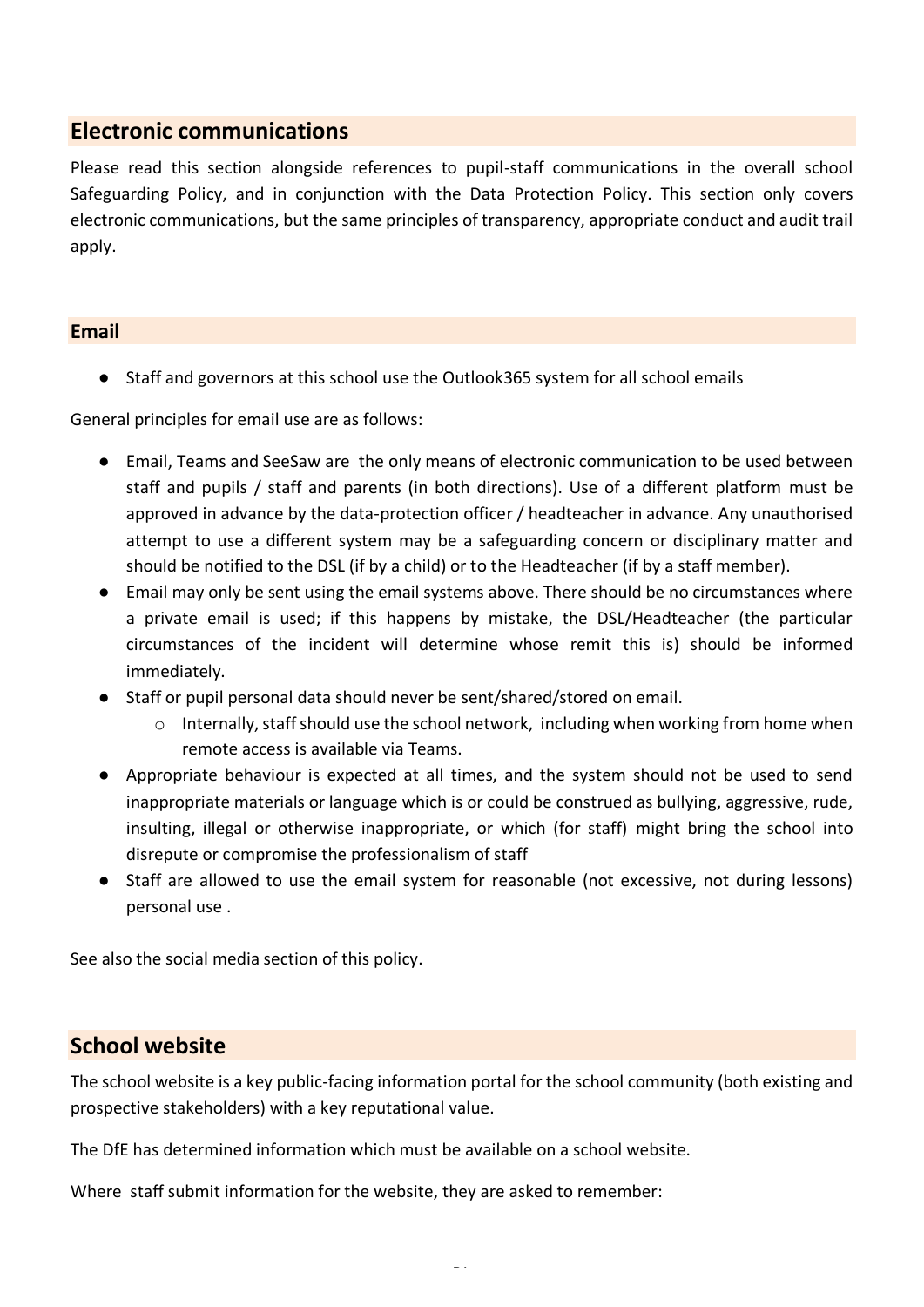## Electronic communications

Please read this section alongside references to pupil-staff communications in the overall school Safeguarding Policy, and in conjunction with the Data Protection Policy. This section only covers electronic communications, but the same principles of transparency, appropriate conduct and audit trail apply.

### Email

- Staff and governors at this school use the Outlook365 system for all school emails

General principles for email use are as follows:

- Email, Teams and SeeSaw are the only means of electronic communication to be used between staff and pupils / staff and parents (in both directions). Use of a different platform must be approved in advance by the data-protection officer / headteacher in advance. Any unauthorised attempt to use a different system may be a safeguarding concern or disciplinary matter and should be notified to the DSL (if by a child) or to the Headteacher (if by a staff member).
- Email may only be sent using the email systems above. There should be no circumstances where a private email is used; if this happens by mistake, the DSL/Headteacher (the particular circumstances of the incident will determine whose remit this is) should be informed immediately.
- Staff or pupil personal data should never be sent/shared/stored on email.
  - Internally, staff should use the school network, including when working from home when remote access is available via Teams.
- Appropriate behaviour is expected at all times, and the system should not be used to send inappropriate materials or language which is or could be construed as bullying, aggressive, rude, insulting, illegal or otherwise inappropriate, or which (for staff) might bring the school into disrepute or compromise the professionalism of staff
- Staff are allowed to use the email system for reasonable (not excessive, not during lessons) personal use .

See also the social media section of this policy.

## School website

The school website is a key public-facing information portal for the school community (both existing and prospective stakeholders) with a key reputational value.

The DfE has determined information which must be available on a school website.

Where staff submit information for the website, they are asked to remember: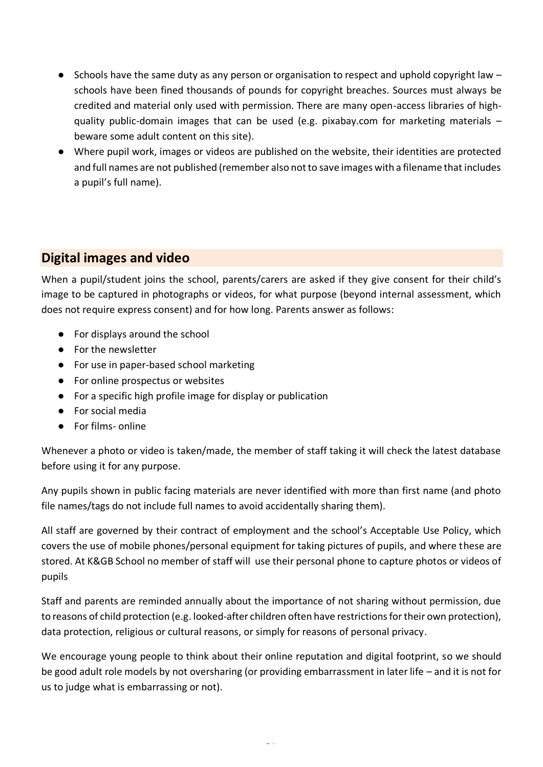- Schools have the same duty as any person or organisation to respect and uphold copyright law – schools have been fined thousands of pounds for copyright breaches. Sources must always be credited and material only used with permission. There are many open-access libraries of high-quality public-domain images that can be used (e.g. pixabay.com for marketing materials – beware some adult content on this site).
- Where pupil work, images or videos are published on the website, their identities are protected and full names are not published (remember also not to save images with a filename that includes a pupil's full name).

## Digital images and video

When a pupil/student joins the school, parents/carers are asked if they give consent for their child's image to be captured in photographs or videos, for what purpose (beyond internal assessment, which does not require express consent) and for how long. Parents answer as follows:

- For displays around the school
- For the newsletter
- For use in paper-based school marketing
- For online prospectus or websites
- For a specific high profile image for display or publication
- For social media
- For films- online

Whenever a photo or video is taken/made, the member of staff taking it will check the latest database before using it for any purpose.

Any pupils shown in public facing materials are never identified with more than first name (and photo file names/tags do not include full names to avoid accidentally sharing them).

All staff are governed by their contract of employment and the school's Acceptable Use Policy, which covers the use of mobile phones/personal equipment for taking pictures of pupils, and where these are stored. At K&GB School no member of staff will use their personal phone to capture photos or videos of pupils

Staff and parents are reminded annually about the importance of not sharing without permission, due to reasons of child protection (e.g. looked-after children often have restrictions for their own protection), data protection, religious or cultural reasons, or simply for reasons of personal privacy.

We encourage young people to think about their online reputation and digital footprint, so we should be good adult role models by not oversharing (or providing embarrassment in later life – and it is not for us to judge what is embarrassing or not).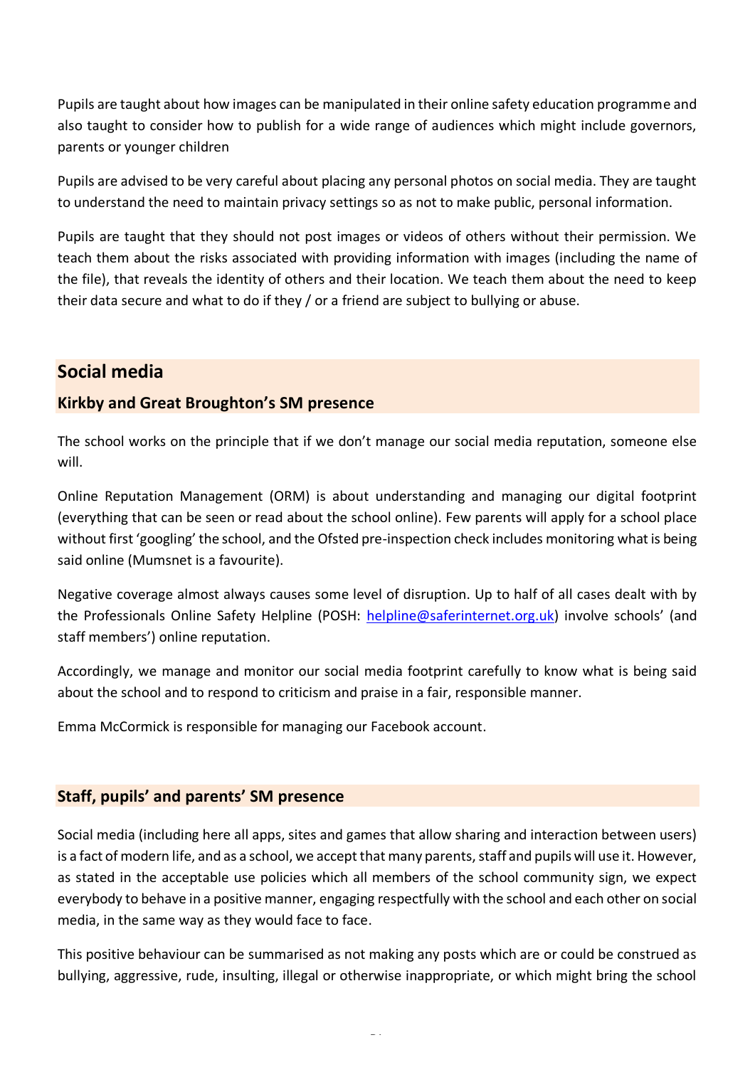Pupils are taught about how images can be manipulated in their online safety education programme and also taught to consider how to publish for a wide range of audiences which might include governors, parents or younger children

Pupils are advised to be very careful about placing any personal photos on social media. They are taught to understand the need to maintain privacy settings so as not to make public, personal information.

Pupils are taught that they should not post images or videos of others without their permission. We teach them about the risks associated with providing information with images (including the name of the file), that reveals the identity of others and their location. We teach them about the need to keep their data secure and what to do if they / or a friend are subject to bullying or abuse.

## Social media

### Kirkby and Great Broughton's SM presence

The school works on the principle that if we don't manage our social media reputation, someone else will.

Online Reputation Management (ORM) is about understanding and managing our digital footprint (everything that can be seen or read about the school online). Few parents will apply for a school place without first 'googling' the school, and the Ofsted pre-inspection check includes monitoring what is being said online (Mumsnet is a favourite).

Negative coverage almost always causes some level of disruption. Up to half of all cases dealt with by the Professionals Online Safety Helpline (POSH: helpline@saferinternet.org.uk) involve schools' (and staff members') online reputation.

Accordingly, we manage and monitor our social media footprint carefully to know what is being said about the school and to respond to criticism and praise in a fair, responsible manner.

Emma McCormick is responsible for managing our Facebook account.

### Staff, pupils' and parents' SM presence

Social media (including here all apps, sites and games that allow sharing and interaction between users) is a fact of modern life, and as a school, we accept that many parents, staff and pupils will use it. However, as stated in the acceptable use policies which all members of the school community sign, we expect everybody to behave in a positive manner, engaging respectfully with the school and each other on social media, in the same way as they would face to face.

This positive behaviour can be summarised as not making any posts which are or could be construed as bullying, aggressive, rude, insulting, illegal or otherwise inappropriate, or which might bring the school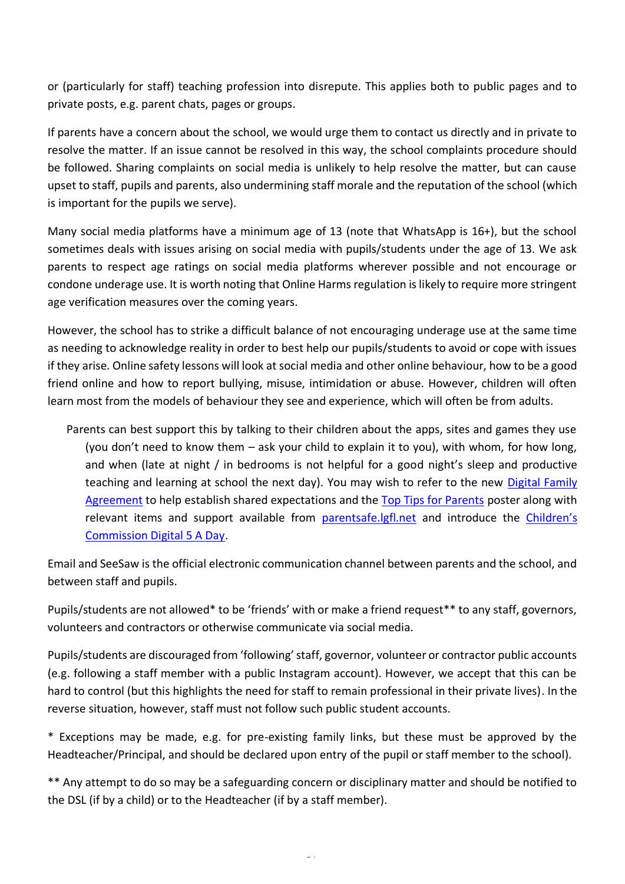or (particularly for staff) teaching profession into disrepute. This applies both to public pages and to private posts, e.g. parent chats, pages or groups.

If parents have a concern about the school, we would urge them to contact us directly and in private to resolve the matter. If an issue cannot be resolved in this way, the school complaints procedure should be followed. Sharing complaints on social media is unlikely to help resolve the matter, but can cause upset to staff, pupils and parents, also undermining staff morale and the reputation of the school (which is important for the pupils we serve).

Many social media platforms have a minimum age of 13 (note that WhatsApp is 16+), but the school sometimes deals with issues arising on social media with pupils/students under the age of 13. We ask parents to respect age ratings on social media platforms wherever possible and not encourage or condone underage use. It is worth noting that Online Harms regulation is likely to require more stringent age verification measures over the coming years.

However, the school has to strike a difficult balance of not encouraging underage use at the same time as needing to acknowledge reality in order to best help our pupils/students to avoid or cope with issues if they arise. Online safety lessons will look at social media and other online behaviour, how to be a good friend online and how to report bullying, misuse, intimidation or abuse. However, children will often learn most from the models of behaviour they see and experience, which will often be from adults.

> Parents can best support this by talking to their children about the apps, sites and games they use (you don't need to know them – ask your child to explain it to you), with whom, for how long, and when (late at night / in bedrooms is not helpful for a good night's sleep and productive teaching and learning at school the next day). You may wish to refer to the new Digital Family Agreement to help establish shared expectations and the Top Tips for Parents poster along with relevant items and support available from parentsafe.lgfl.net and introduce the Children's Commission Digital 5 A Day.

Email and SeeSaw is the official electronic communication channel between parents and the school, and between staff and pupils.

Pupils/students are not allowed* to be 'friends' with or make a friend request** to any staff, governors, volunteers and contractors or otherwise communicate via social media.

Pupils/students are discouraged from 'following' staff, governor, volunteer or contractor public accounts (e.g. following a staff member with a public Instagram account). However, we accept that this can be hard to control (but this highlights the need for staff to remain professional in their private lives). In the reverse situation, however, staff must not follow such public student accounts.

\* Exceptions may be made, e.g. for pre-existing family links, but these must be approved by the Headteacher/Principal, and should be declared upon entry of the pupil or staff member to the school).

\*\* Any attempt to do so may be a safeguarding concern or disciplinary matter and should be notified to the DSL (if by a child) or to the Headteacher (if by a staff member).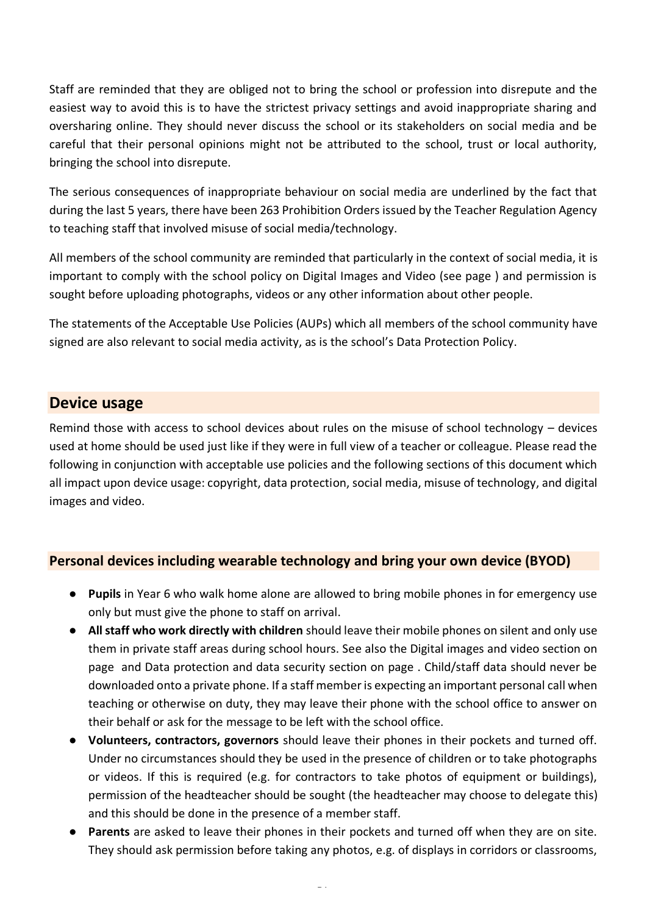Staff are reminded that they are obliged not to bring the school or profession into disrepute and the easiest way to avoid this is to have the strictest privacy settings and avoid inappropriate sharing and oversharing online. They should never discuss the school or its stakeholders on social media and be careful that their personal opinions might not be attributed to the school, trust or local authority, bringing the school into disrepute.

The serious consequences of inappropriate behaviour on social media are underlined by the fact that during the last 5 years, there have been 263 Prohibition Orders issued by the Teacher Regulation Agency to teaching staff that involved misuse of social media/technology.

All members of the school community are reminded that particularly in the context of social media, it is important to comply with the school policy on Digital Images and Video (see page ) and permission is sought before uploading photographs, videos or any other information about other people.

The statements of the Acceptable Use Policies (AUPs) which all members of the school community have signed are also relevant to social media activity, as is the school's Data Protection Policy.

## Device usage

Remind those with access to school devices about rules on the misuse of school technology – devices used at home should be used just like if they were in full view of a teacher or colleague. Please read the following in conjunction with acceptable use policies and the following sections of this document which all impact upon device usage: copyright, data protection, social media, misuse of technology, and digital images and video.

### Personal devices including wearable technology and bring your own device (BYOD)

- **Pupils** in Year 6 who walk home alone are allowed to bring mobile phones in for emergency use only but must give the phone to staff on arrival.
- **All staff who work directly with children** should leave their mobile phones on silent and only use them in private staff areas during school hours. See also the Digital images and video section on page  and Data protection and data security section on page . Child/staff data should never be downloaded onto a private phone. If a staff member is expecting an important personal call when teaching or otherwise on duty, they may leave their phone with the school office to answer on their behalf or ask for the message to be left with the school office.
- **Volunteers, contractors, governors** should leave their phones in their pockets and turned off. Under no circumstances should they be used in the presence of children or to take photographs or videos. If this is required (e.g. for contractors to take photos of equipment or buildings), permission of the headteacher should be sought (the headteacher may choose to delegate this) and this should be done in the presence of a member staff.
- **Parents** are asked to leave their phones in their pockets and turned off when they are on site. They should ask permission before taking any photos, e.g. of displays in corridors or classrooms,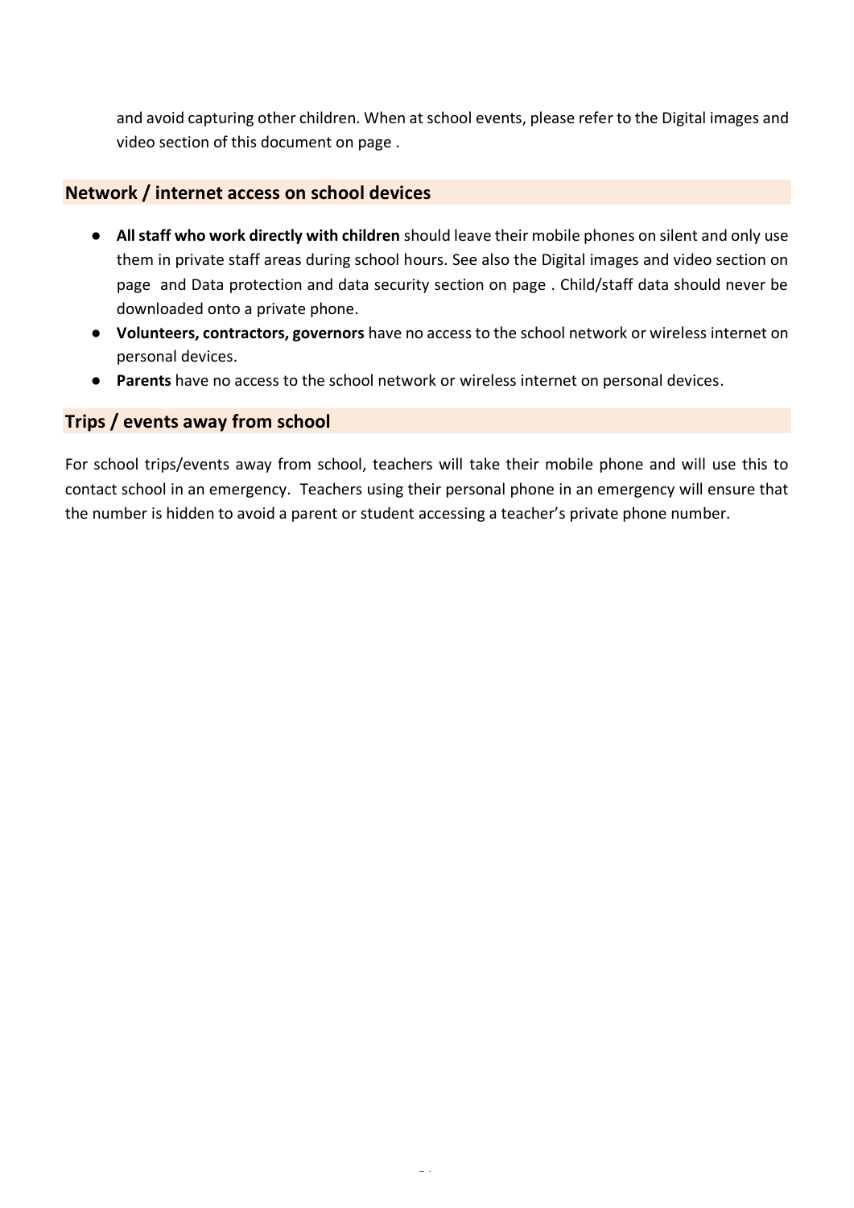and avoid capturing other children. When at school events, please refer to the Digital images and video section of this document on page .

## Network / internet access on school devices

- **All staff who work directly with children** should leave their mobile phones on silent and only use them in private staff areas during school hours. See also the Digital images and video section on page  and Data protection and data security section on page . Child/staff data should never be downloaded onto a private phone.
- **Volunteers, contractors, governors** have no access to the school network or wireless internet on personal devices.
- **Parents** have no access to the school network or wireless internet on personal devices.

## Trips / events away from school

For school trips/events away from school, teachers will take their mobile phone and will use this to contact school in an emergency. Teachers using their personal phone in an emergency will ensure that the number is hidden to avoid a parent or student accessing a teacher's private phone number.